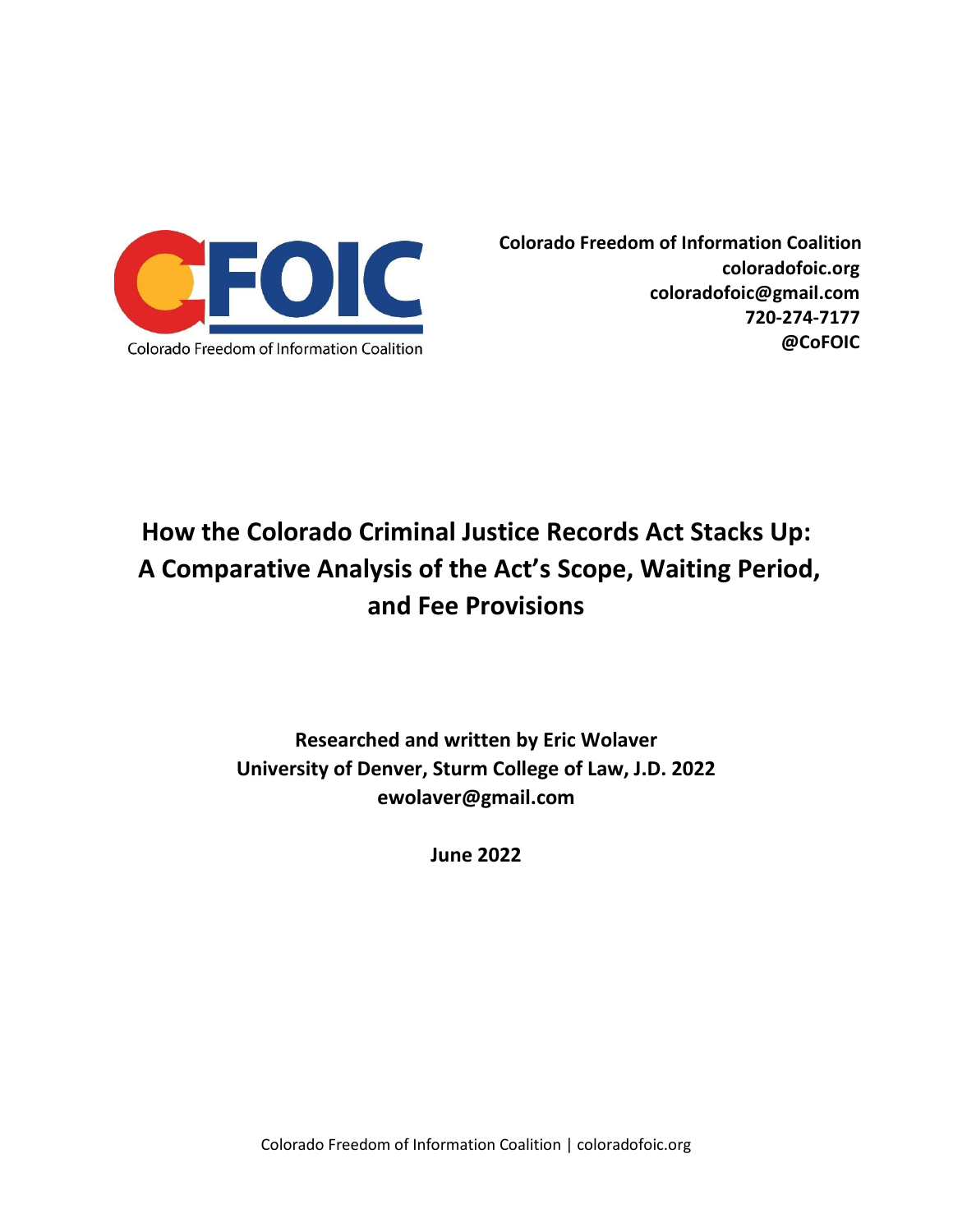Colorado Freedom of Information Coalition

**Colorado Freedom of Information Coalition**
**coloradofoic.org**
**coloradofoic@gmail.com**
**720-274-7177**
**@CoFOIC**

# How the Colorado Criminal Justice Records Act Stacks Up: A Comparative Analysis of the Act's Scope, Waiting Period, and Fee Provisions

**Researched and written by Eric Wolaver**
**University of Denver, Sturm College of Law, J.D. 2022**
**ewolaver@gmail.com**

**June 2022**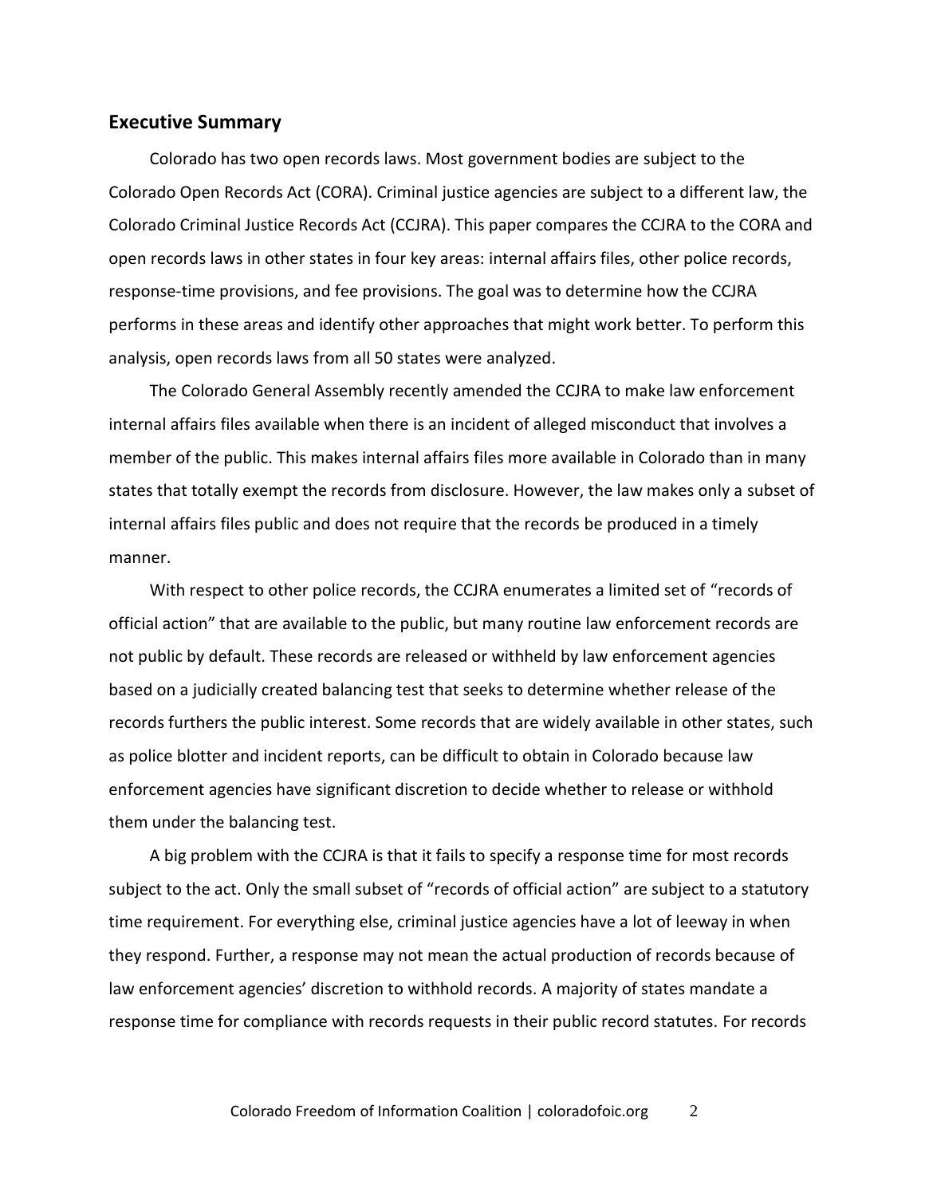## Executive Summary

Colorado has two open records laws. Most government bodies are subject to the Colorado Open Records Act (CORA). Criminal justice agencies are subject to a different law, the Colorado Criminal Justice Records Act (CCJRA). This paper compares the CCJRA to the CORA and open records laws in other states in four key areas: internal affairs files, other police records, response-time provisions, and fee provisions. The goal was to determine how the CCJRA performs in these areas and identify other approaches that might work better. To perform this analysis, open records laws from all 50 states were analyzed.

The Colorado General Assembly recently amended the CCJRA to make law enforcement internal affairs files available when there is an incident of alleged misconduct that involves a member of the public. This makes internal affairs files more available in Colorado than in many states that totally exempt the records from disclosure. However, the law makes only a subset of internal affairs files public and does not require that the records be produced in a timely manner.

With respect to other police records, the CCJRA enumerates a limited set of "records of official action" that are available to the public, but many routine law enforcement records are not public by default. These records are released or withheld by law enforcement agencies based on a judicially created balancing test that seeks to determine whether release of the records furthers the public interest. Some records that are widely available in other states, such as police blotter and incident reports, can be difficult to obtain in Colorado because law enforcement agencies have significant discretion to decide whether to release or withhold them under the balancing test.

A big problem with the CCJRA is that it fails to specify a response time for most records subject to the act. Only the small subset of "records of official action" are subject to a statutory time requirement. For everything else, criminal justice agencies have a lot of leeway in when they respond. Further, a response may not mean the actual production of records because of law enforcement agencies' discretion to withhold records. A majority of states mandate a response time for compliance with records requests in their public record statutes. For records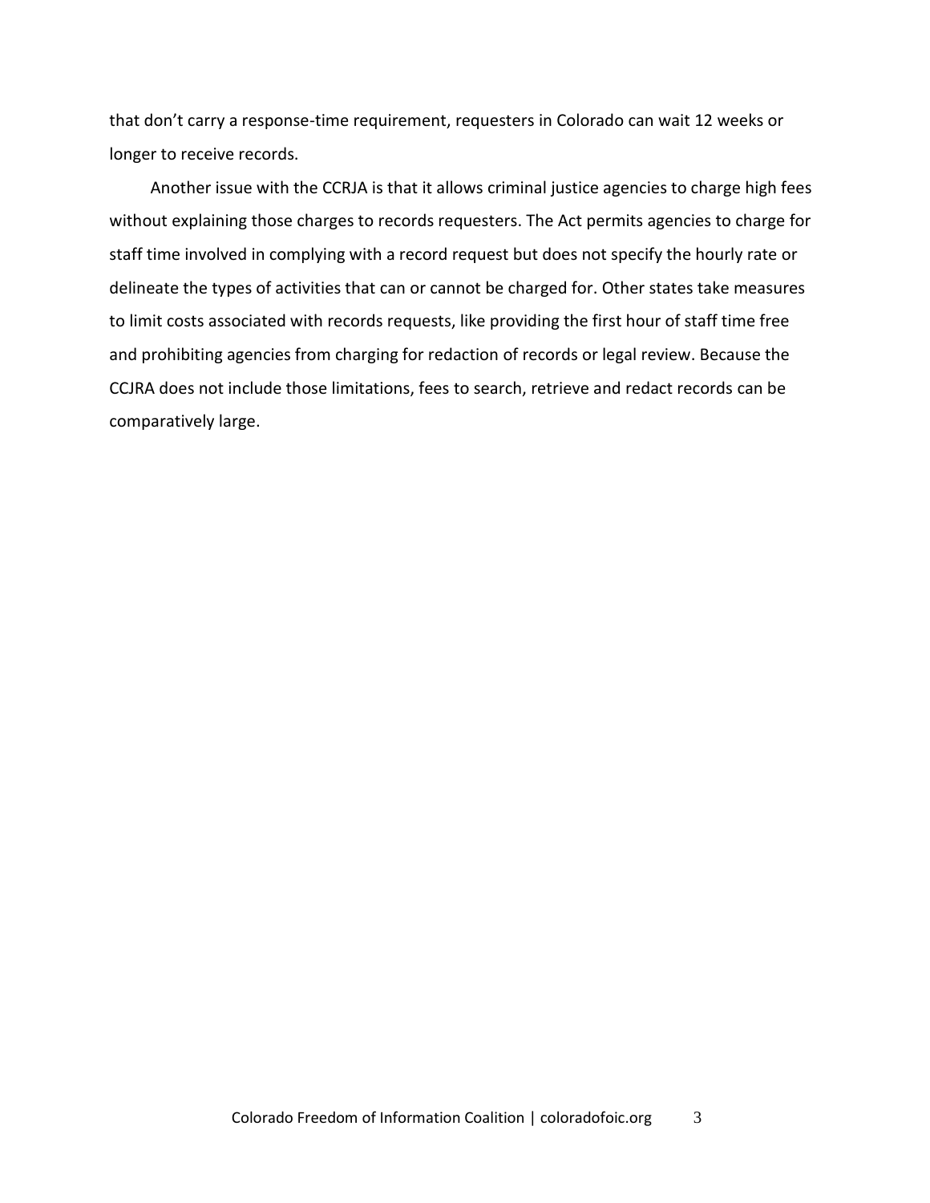that don't carry a response-time requirement, requesters in Colorado can wait 12 weeks or longer to receive records.

Another issue with the CCRJA is that it allows criminal justice agencies to charge high fees without explaining those charges to records requesters. The Act permits agencies to charge for staff time involved in complying with a record request but does not specify the hourly rate or delineate the types of activities that can or cannot be charged for. Other states take measures to limit costs associated with records requests, like providing the first hour of staff time free and prohibiting agencies from charging for redaction of records or legal review. Because the CCJRA does not include those limitations, fees to search, retrieve and redact records can be comparatively large.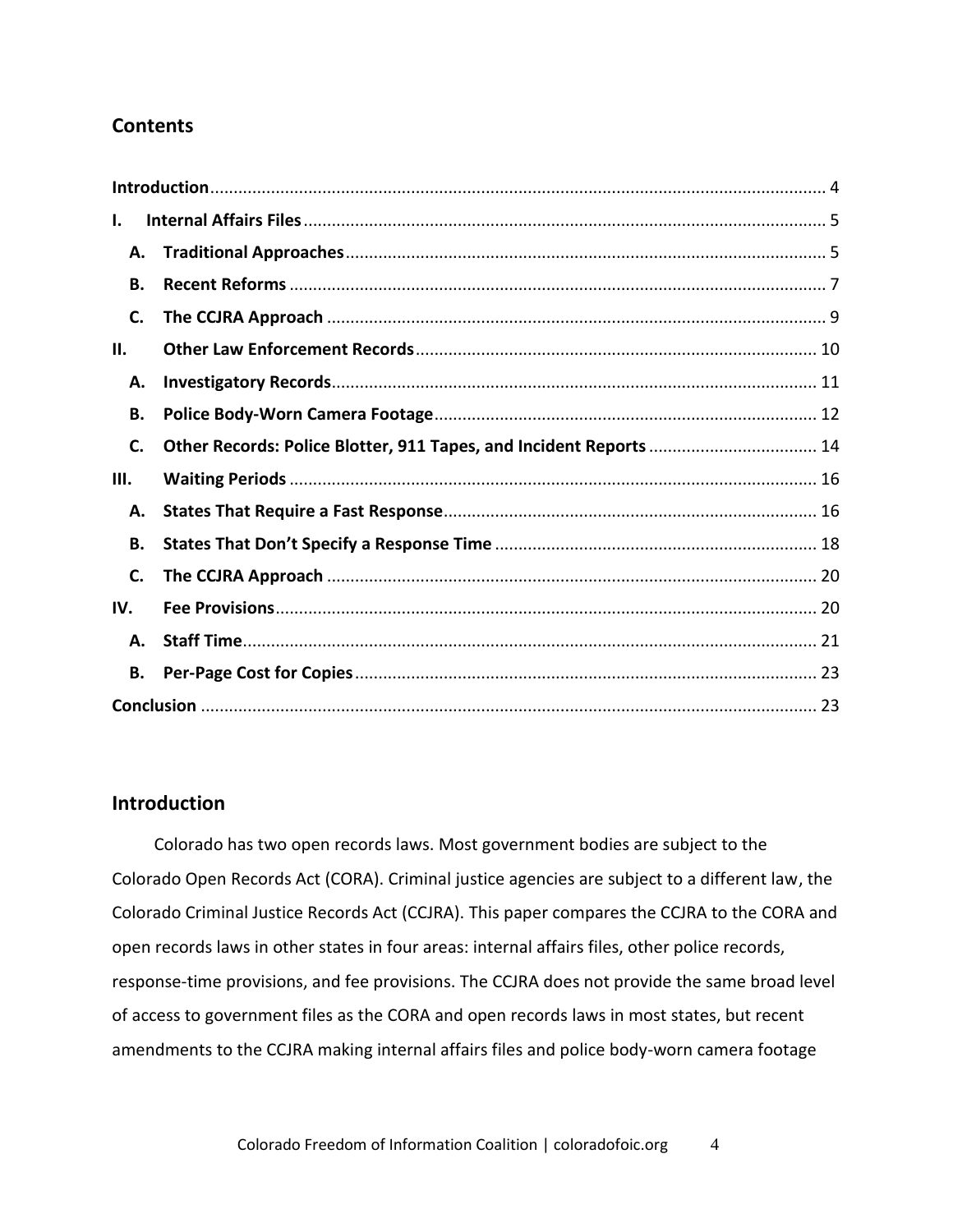## Contents

| | |
|---|---|
| **Introduction** | 4 |
| **I. Internal Affairs Files** | 5 |
| **A. Traditional Approaches** | 5 |
| **B. Recent Reforms** | 7 |
| **C. The CCJRA Approach** | 9 |
| **II. Other Law Enforcement Records** | 10 |
| **A. Investigatory Records** | 11 |
| **B. Police Body-Worn Camera Footage** | 12 |
| **C. Other Records: Police Blotter, 911 Tapes, and Incident Reports** | 14 |
| **III. Waiting Periods** | 16 |
| **A. States That Require a Fast Response** | 16 |
| **B. States That Don't Specify a Response Time** | 18 |
| **C. The CCJRA Approach** | 20 |
| **IV. Fee Provisions** | 20 |
| **A. Staff Time** | 21 |
| **B. Per-Page Cost for Copies** | 23 |
| **Conclusion** | 23 |

## Introduction

Colorado has two open records laws. Most government bodies are subject to the Colorado Open Records Act (CORA). Criminal justice agencies are subject to a different law, the Colorado Criminal Justice Records Act (CCJRA). This paper compares the CCJRA to the CORA and open records laws in other states in four areas: internal affairs files, other police records, response-time provisions, and fee provisions. The CCJRA does not provide the same broad level of access to government files as the CORA and open records laws in most states, but recent amendments to the CCJRA making internal affairs files and police body-worn camera footage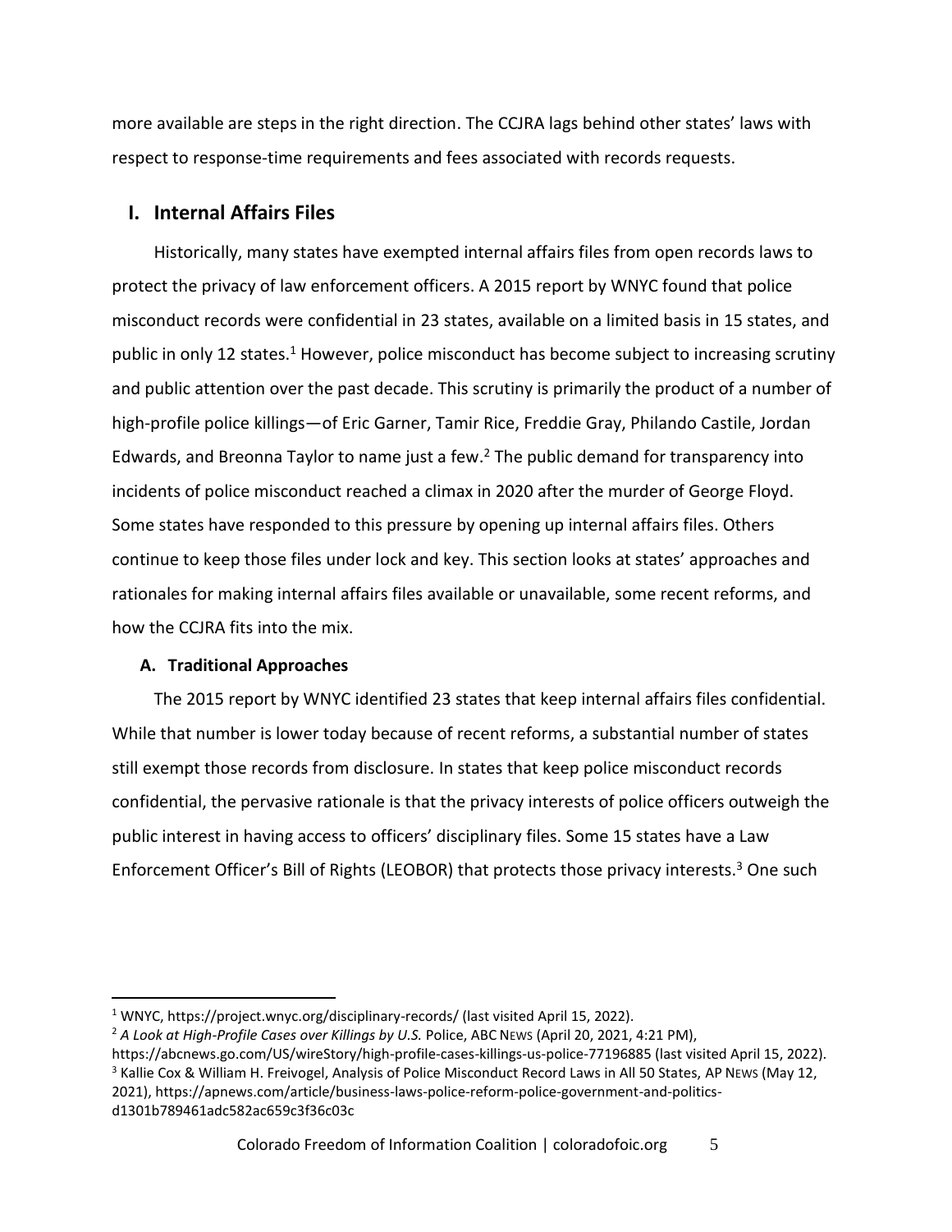more available are steps in the right direction. The CCJRA lags behind other states' laws with respect to response-time requirements and fees associated with records requests.

## I. Internal Affairs Files

Historically, many states have exempted internal affairs files from open records laws to protect the privacy of law enforcement officers. A 2015 report by WNYC found that police misconduct records were confidential in 23 states, available on a limited basis in 15 states, and public in only 12 states.[1] However, police misconduct has become subject to increasing scrutiny and public attention over the past decade. This scrutiny is primarily the product of a number of high-profile police killings—of Eric Garner, Tamir Rice, Freddie Gray, Philando Castile, Jordan Edwards, and Breonna Taylor to name just a few.[2] The public demand for transparency into incidents of police misconduct reached a climax in 2020 after the murder of George Floyd. Some states have responded to this pressure by opening up internal affairs files. Others continue to keep those files under lock and key. This section looks at states' approaches and rationales for making internal affairs files available or unavailable, some recent reforms, and how the CCJRA fits into the mix.

### A. Traditional Approaches

The 2015 report by WNYC identified 23 states that keep internal affairs files confidential. While that number is lower today because of recent reforms, a substantial number of states still exempt those records from disclosure. In states that keep police misconduct records confidential, the pervasive rationale is that the privacy interests of police officers outweigh the public interest in having access to officers' disciplinary files. Some 15 states have a Law Enforcement Officer's Bill of Rights (LEOBOR) that protects those privacy interests.[3] One such

---

[1] WNYC, https://project.wnyc.org/disciplinary-records/ (last visited April 15, 2022).

[2] *A Look at High-Profile Cases over Killings by U.S.* Police, ABC NEWS (April 20, 2021, 4:21 PM), https://abcnews.go.com/US/wireStory/high-profile-cases-killings-us-police-77196885 (last visited April 15, 2022).

[3] Kallie Cox & William H. Freivogel, Analysis of Police Misconduct Record Laws in All 50 States, AP NEWS (May 12, 2021), https://apnews.com/article/business-laws-police-reform-police-government-and-politics-d1301b789461adc582ac659c3f36c03c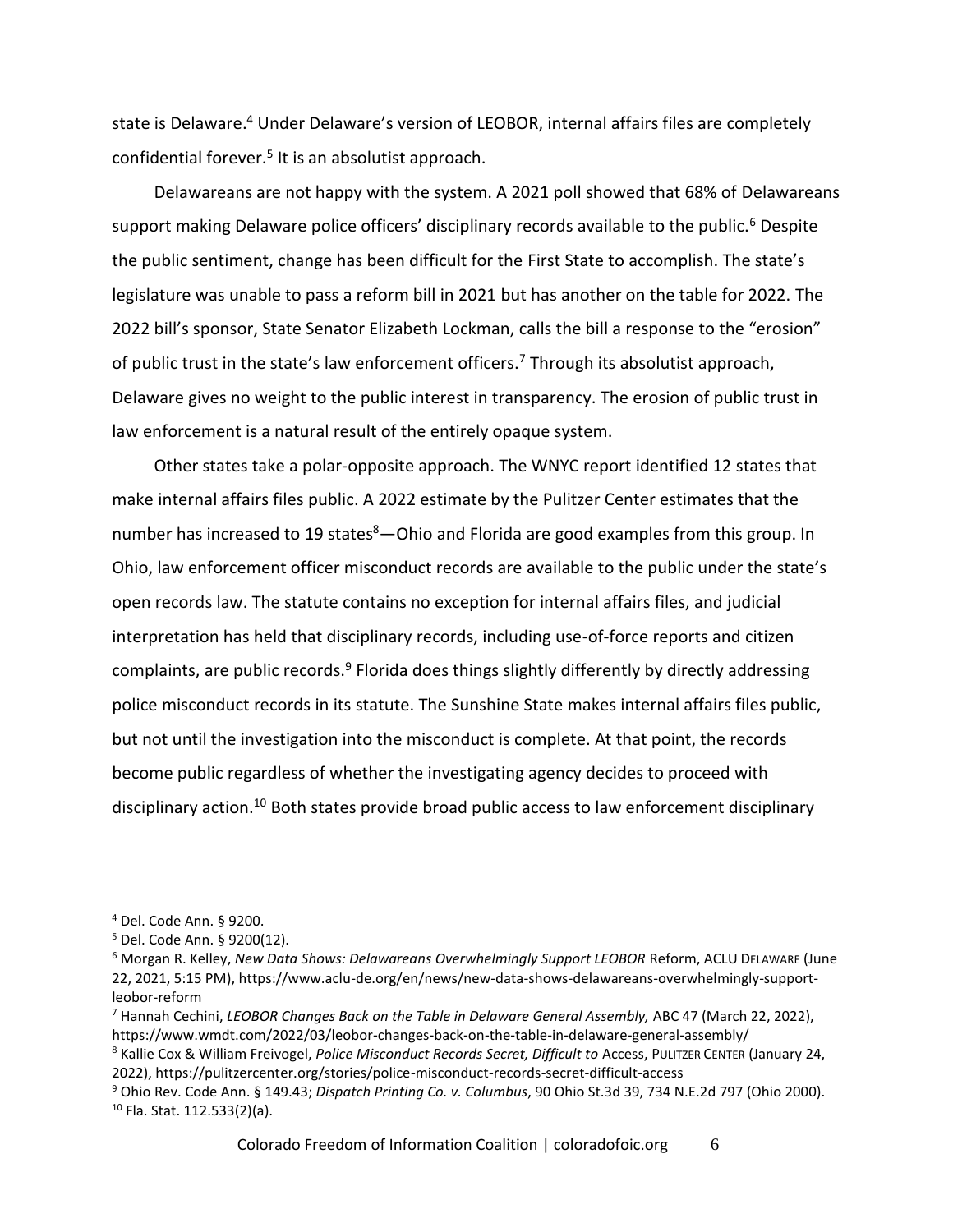state is Delaware.[4] Under Delaware's version of LEOBOR, internal affairs files are completely confidential forever.[5] It is an absolutist approach.

Delawareans are not happy with the system. A 2021 poll showed that 68% of Delawareans support making Delaware police officers' disciplinary records available to the public.[6] Despite the public sentiment, change has been difficult for the First State to accomplish. The state's legislature was unable to pass a reform bill in 2021 but has another on the table for 2022. The 2022 bill's sponsor, State Senator Elizabeth Lockman, calls the bill a response to the "erosion" of public trust in the state's law enforcement officers.[7] Through its absolutist approach, Delaware gives no weight to the public interest in transparency. The erosion of public trust in law enforcement is a natural result of the entirely opaque system.

Other states take a polar-opposite approach. The WNYC report identified 12 states that make internal affairs files public. A 2022 estimate by the Pulitzer Center estimates that the number has increased to 19 states[8]—Ohio and Florida are good examples from this group. In Ohio, law enforcement officer misconduct records are available to the public under the state's open records law. The statute contains no exception for internal affairs files, and judicial interpretation has held that disciplinary records, including use-of-force reports and citizen complaints, are public records.[9] Florida does things slightly differently by directly addressing police misconduct records in its statute. The Sunshine State makes internal affairs files public, but not until the investigation into the misconduct is complete. At that point, the records become public regardless of whether the investigating agency decides to proceed with disciplinary action.[10] Both states provide broad public access to law enforcement disciplinary

---

[4] Del. Code Ann. § 9200.

[5] Del. Code Ann. § 9200(12).

[6] Morgan R. Kelley, *New Data Shows: Delawareans Overwhelmingly Support LEOBOR* Reform, ACLU DELAWARE (June 22, 2021, 5:15 PM), https://www.aclu-de.org/en/news/new-data-shows-delawareans-overwhelmingly-support-leobor-reform

[7] Hannah Cechini, *LEOBOR Changes Back on the Table in Delaware General Assembly,* ABC 47 (March 22, 2022), https://www.wmdt.com/2022/03/leobor-changes-back-on-the-table-in-delaware-general-assembly/

[8] Kallie Cox & William Freivogel, *Police Misconduct Records Secret, Difficult to* Access, PULITZER CENTER (January 24, 2022), https://pulitzercenter.org/stories/police-misconduct-records-secret-difficult-access

[9] Ohio Rev. Code Ann. § 149.43; *Dispatch Printing Co. v. Columbus*, 90 Ohio St.3d 39, 734 N.E.2d 797 (Ohio 2000).

[10] Fla. Stat. 112.533(2)(a).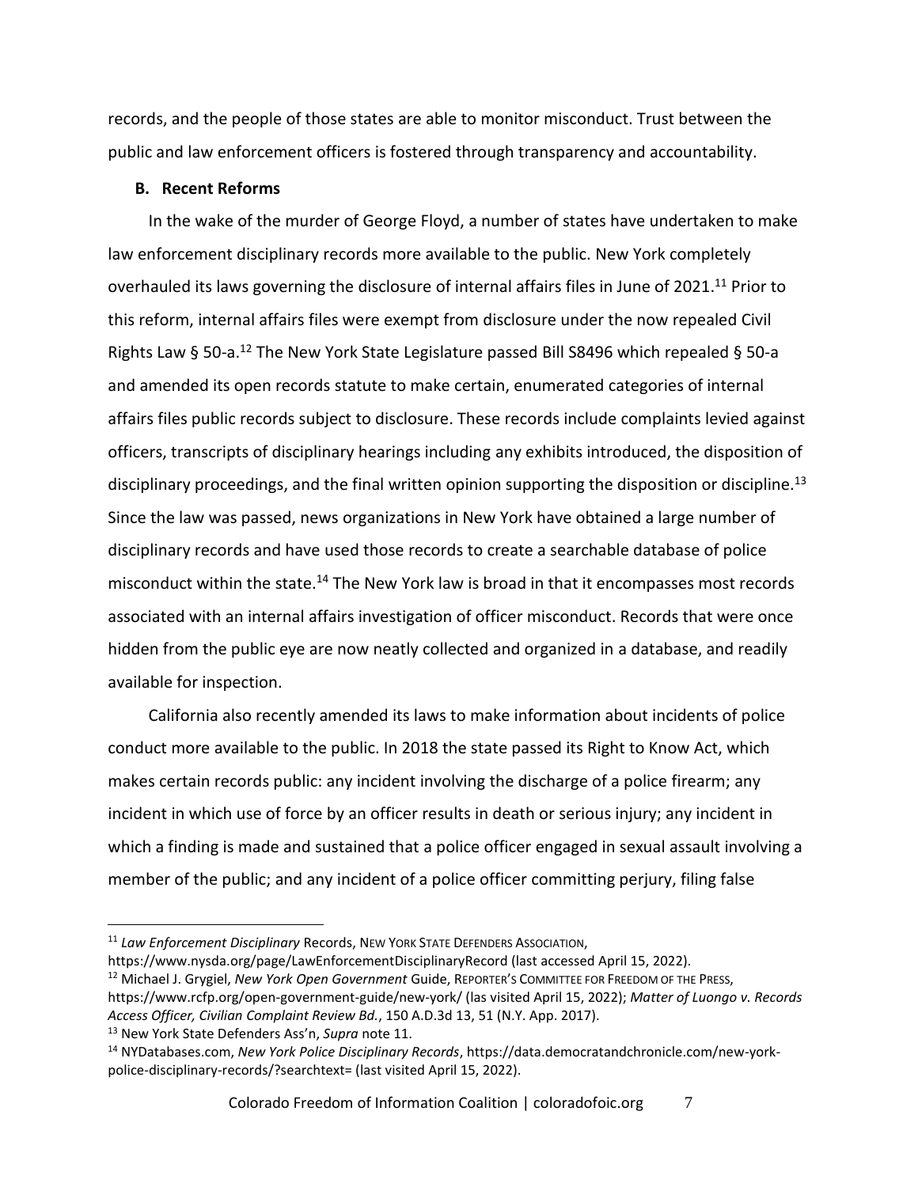records, and the people of those states are able to monitor misconduct. Trust between the public and law enforcement officers is fostered through transparency and accountability.

### B. Recent Reforms

In the wake of the murder of George Floyd, a number of states have undertaken to make law enforcement disciplinary records more available to the public. New York completely overhauled its laws governing the disclosure of internal affairs files in June of 2021.[11] Prior to this reform, internal affairs files were exempt from disclosure under the now repealed Civil Rights Law § 50-a.[12] The New York State Legislature passed Bill S8496 which repealed § 50-a and amended its open records statute to make certain, enumerated categories of internal affairs files public records subject to disclosure. These records include complaints levied against officers, transcripts of disciplinary hearings including any exhibits introduced, the disposition of disciplinary proceedings, and the final written opinion supporting the disposition or discipline.[13] Since the law was passed, news organizations in New York have obtained a large number of disciplinary records and have used those records to create a searchable database of police misconduct within the state.[14] The New York law is broad in that it encompasses most records associated with an internal affairs investigation of officer misconduct. Records that were once hidden from the public eye are now neatly collected and organized in a database, and readily available for inspection.

California also recently amended its laws to make information about incidents of police conduct more available to the public. In 2018 the state passed its Right to Know Act, which makes certain records public: any incident involving the discharge of a police firearm; any incident in which use of force by an officer results in death or serious injury; any incident in which a finding is made and sustained that a police officer engaged in sexual assault involving a member of the public; and any incident of a police officer committing perjury, filing false

---

[11] *Law Enforcement Disciplinary* Records, NEW YORK STATE DEFENDERS ASSOCIATION, https://www.nysda.org/page/LawEnforcementDisciplinaryRecord (last accessed April 15, 2022).

[12] Michael J. Grygiel, *New York Open Government* Guide, REPORTER'S COMMITTEE FOR FREEDOM OF THE PRESS, https://www.rcfp.org/open-government-guide/new-york/ (las visited April 15, 2022); *Matter of Luongo v. Records Access Officer, Civilian Complaint Review Bd.*, 150 A.D.3d 13, 51 (N.Y. App. 2017).

[13] New York State Defenders Ass'n, *Supra* note 11.

[14] NYDatabases.com, *New York Police Disciplinary Records*, https://data.democratandchronicle.com/new-york-police-disciplinary-records/?searchtext= (last visited April 15, 2022).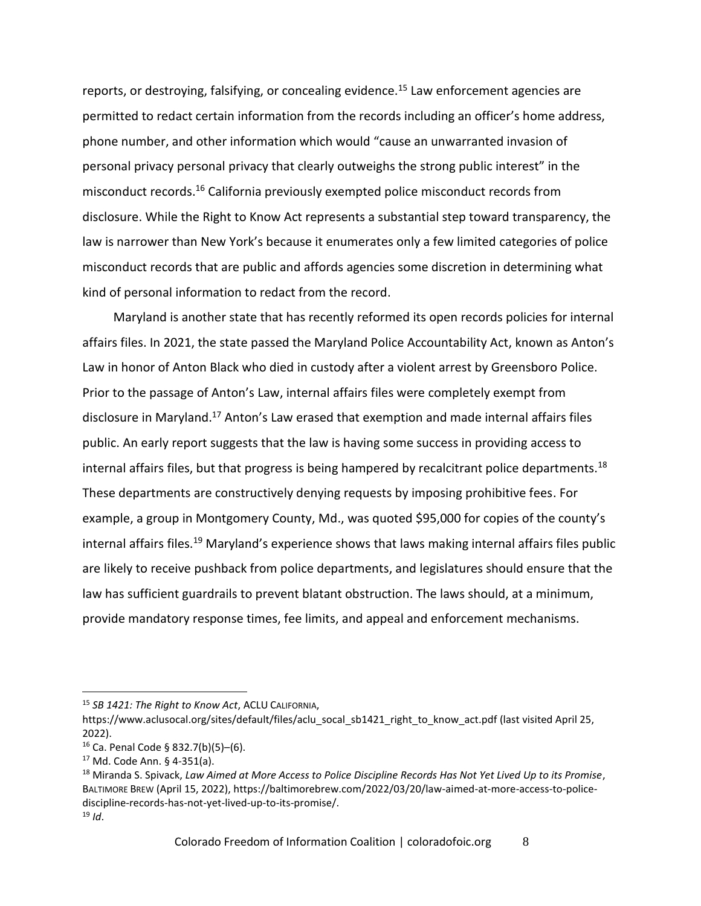reports, or destroying, falsifying, or concealing evidence.[15] Law enforcement agencies are permitted to redact certain information from the records including an officer's home address, phone number, and other information which would "cause an unwarranted invasion of personal privacy personal privacy that clearly outweighs the strong public interest" in the misconduct records.[16] California previously exempted police misconduct records from disclosure. While the Right to Know Act represents a substantial step toward transparency, the law is narrower than New York's because it enumerates only a few limited categories of police misconduct records that are public and affords agencies some discretion in determining what kind of personal information to redact from the record.

Maryland is another state that has recently reformed its open records policies for internal affairs files. In 2021, the state passed the Maryland Police Accountability Act, known as Anton's Law in honor of Anton Black who died in custody after a violent arrest by Greensboro Police. Prior to the passage of Anton's Law, internal affairs files were completely exempt from disclosure in Maryland.[17] Anton's Law erased that exemption and made internal affairs files public. An early report suggests that the law is having some success in providing access to internal affairs files, but that progress is being hampered by recalcitrant police departments.[18] These departments are constructively denying requests by imposing prohibitive fees. For example, a group in Montgomery County, Md., was quoted $95,000 for copies of the county's internal affairs files.[19] Maryland's experience shows that laws making internal affairs files public are likely to receive pushback from police departments, and legislatures should ensure that the law has sufficient guardrails to prevent blatant obstruction. The laws should, at a minimum, provide mandatory response times, fee limits, and appeal and enforcement mechanisms.

---

[15] *SB 1421: The Right to Know Act*, ACLU CALIFORNIA, https://www.aclusocal.org/sites/default/files/aclu_socal_sb1421_right_to_know_act.pdf (last visited April 25, 2022).

[16] Ca. Penal Code § 832.7(b)(5)–(6).

[17] Md. Code Ann. § 4-351(a).

[18] Miranda S. Spivack, *Law Aimed at More Access to Police Discipline Records Has Not Yet Lived Up to its Promise*, BALTIMORE BREW (April 15, 2022), https://baltimorebrew.com/2022/03/20/law-aimed-at-more-access-to-police-discipline-records-has-not-yet-lived-up-to-its-promise/.

[19] *Id*.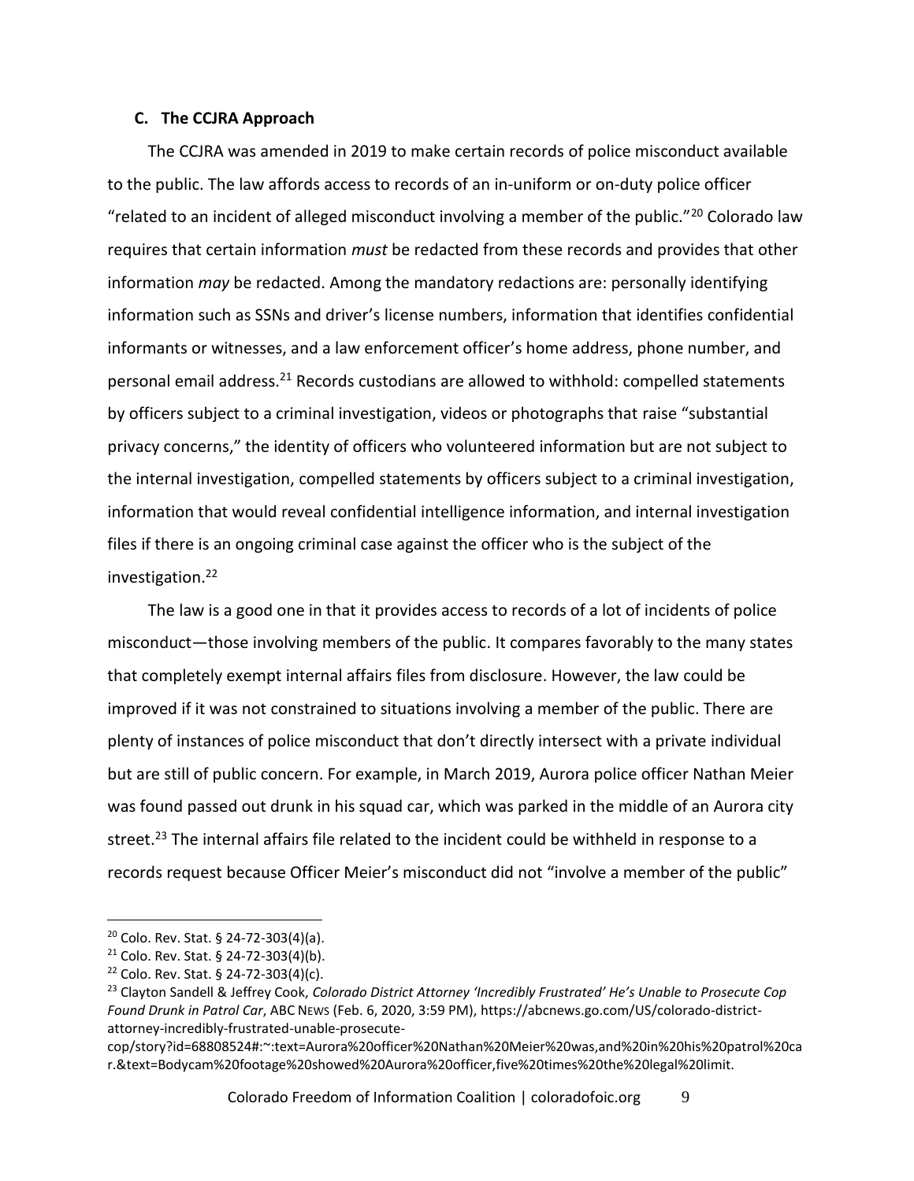### C. The CCJRA Approach

The CCJRA was amended in 2019 to make certain records of police misconduct available to the public. The law affords access to records of an in-uniform or on-duty police officer "related to an incident of alleged misconduct involving a member of the public."[20] Colorado law requires that certain information *must* be redacted from these records and provides that other information *may* be redacted. Among the mandatory redactions are: personally identifying information such as SSNs and driver's license numbers, information that identifies confidential informants or witnesses, and a law enforcement officer's home address, phone number, and personal email address.[21] Records custodians are allowed to withhold: compelled statements by officers subject to a criminal investigation, videos or photographs that raise "substantial privacy concerns," the identity of officers who volunteered information but are not subject to the internal investigation, compelled statements by officers subject to a criminal investigation, information that would reveal confidential intelligence information, and internal investigation files if there is an ongoing criminal case against the officer who is the subject of the investigation.[22]

The law is a good one in that it provides access to records of a lot of incidents of police misconduct—those involving members of the public. It compares favorably to the many states that completely exempt internal affairs files from disclosure. However, the law could be improved if it was not constrained to situations involving a member of the public. There are plenty of instances of police misconduct that don't directly intersect with a private individual but are still of public concern. For example, in March 2019, Aurora police officer Nathan Meier was found passed out drunk in his squad car, which was parked in the middle of an Aurora city street.[23] The internal affairs file related to the incident could be withheld in response to a records request because Officer Meier's misconduct did not "involve a member of the public"

---

[20] Colo. Rev. Stat. § 24-72-303(4)(a).

[21] Colo. Rev. Stat. § 24-72-303(4)(b).

[22] Colo. Rev. Stat. § 24-72-303(4)(c).

[23] Clayton Sandell & Jeffrey Cook, *Colorado District Attorney 'Incredibly Frustrated' He's Unable to Prosecute Cop Found Drunk in Patrol Car*, ABC NEWS (Feb. 6, 2020, 3:59 PM), https://abcnews.go.com/US/colorado-district-attorney-incredibly-frustrated-unable-prosecute-cop/story?id=68808524#:~:text=Aurora%20officer%20Nathan%20Meier%20was,and%20in%20his%20patrol%20car.&text=Bodycam%20footage%20showed%20Aurora%20officer,five%20times%20the%20legal%20limit.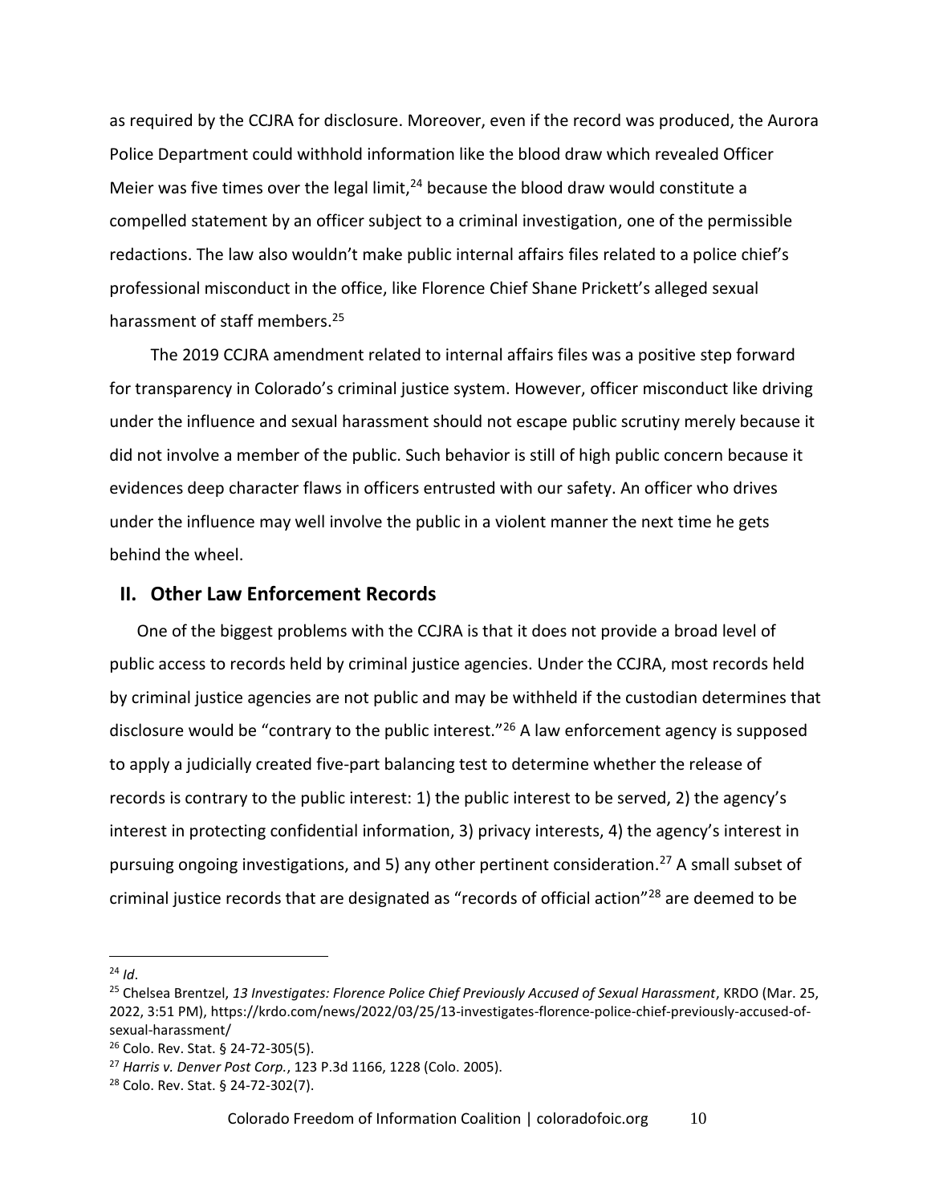as required by the CCJRA for disclosure. Moreover, even if the record was produced, the Aurora Police Department could withhold information like the blood draw which revealed Officer Meier was five times over the legal limit,[24] because the blood draw would constitute a compelled statement by an officer subject to a criminal investigation, one of the permissible redactions. The law also wouldn't make public internal affairs files related to a police chief's professional misconduct in the office, like Florence Chief Shane Prickett's alleged sexual harassment of staff members.[25]

The 2019 CCJRA amendment related to internal affairs files was a positive step forward for transparency in Colorado's criminal justice system. However, officer misconduct like driving under the influence and sexual harassment should not escape public scrutiny merely because it did not involve a member of the public. Such behavior is still of high public concern because it evidences deep character flaws in officers entrusted with our safety. An officer who drives under the influence may well involve the public in a violent manner the next time he gets behind the wheel.

## II. Other Law Enforcement Records

One of the biggest problems with the CCJRA is that it does not provide a broad level of public access to records held by criminal justice agencies. Under the CCJRA, most records held by criminal justice agencies are not public and may be withheld if the custodian determines that disclosure would be "contrary to the public interest."[26] A law enforcement agency is supposed to apply a judicially created five-part balancing test to determine whether the release of records is contrary to the public interest: 1) the public interest to be served, 2) the agency's interest in protecting confidential information, 3) privacy interests, 4) the agency's interest in pursuing ongoing investigations, and 5) any other pertinent consideration.[27] A small subset of criminal justice records that are designated as "records of official action"[28] are deemed to be

---

[24] *Id*.

[25] Chelsea Brentzel, *13 Investigates: Florence Police Chief Previously Accused of Sexual Harassment*, KRDO (Mar. 25, 2022, 3:51 PM), https://krdo.com/news/2022/03/25/13-investigates-florence-police-chief-previously-accused-of-sexual-harassment/

[26] Colo. Rev. Stat. § 24-72-305(5).

[27] *Harris v. Denver Post Corp.*, 123 P.3d 1166, 1228 (Colo. 2005).

[28] Colo. Rev. Stat. § 24-72-302(7).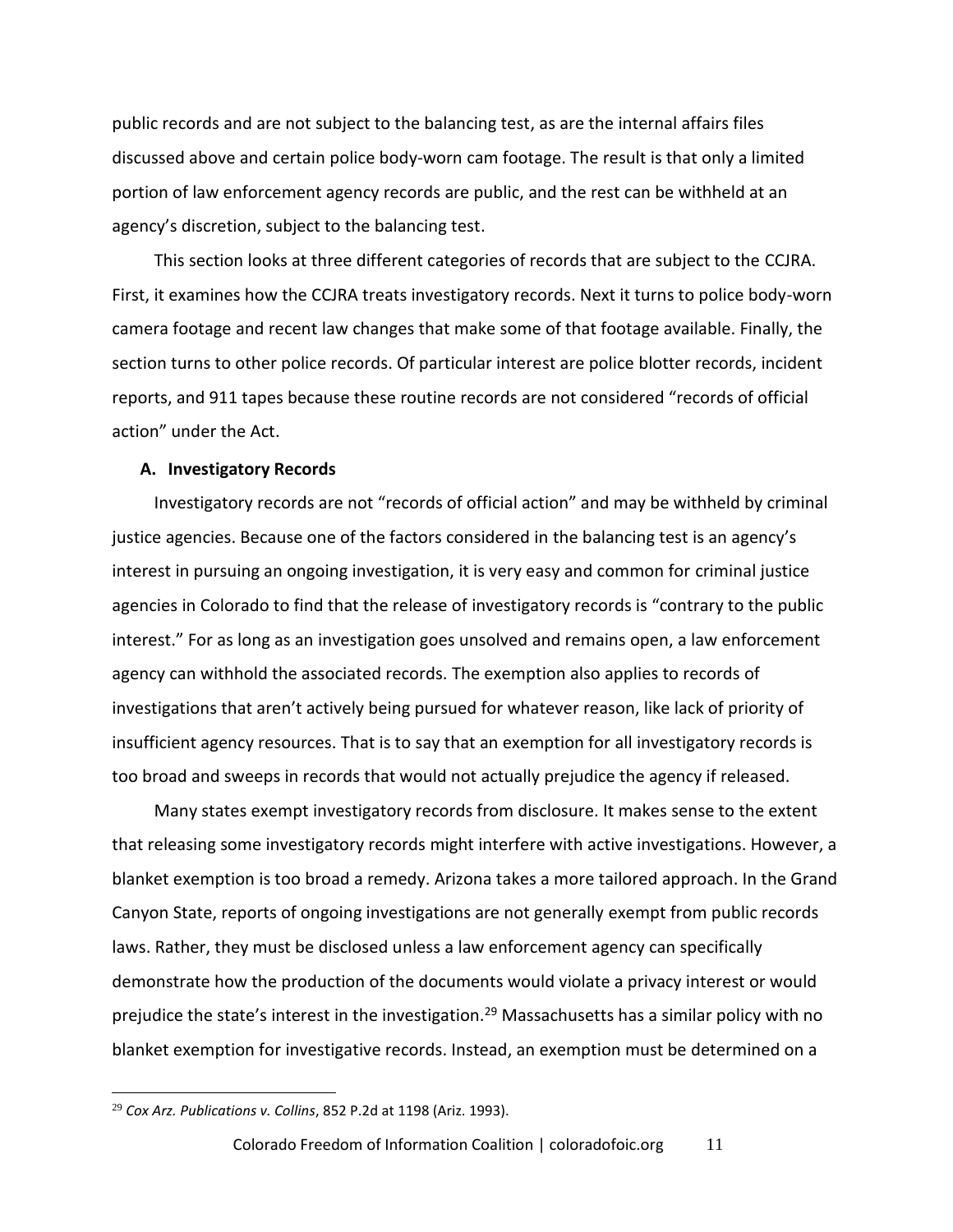public records and are not subject to the balancing test, as are the internal affairs files discussed above and certain police body-worn cam footage. The result is that only a limited portion of law enforcement agency records are public, and the rest can be withheld at an agency's discretion, subject to the balancing test.

This section looks at three different categories of records that are subject to the CCJRA. First, it examines how the CCJRA treats investigatory records. Next it turns to police body-worn camera footage and recent law changes that make some of that footage available. Finally, the section turns to other police records. Of particular interest are police blotter records, incident reports, and 911 tapes because these routine records are not considered "records of official action" under the Act.

### A. Investigatory Records

Investigatory records are not "records of official action" and may be withheld by criminal justice agencies. Because one of the factors considered in the balancing test is an agency's interest in pursuing an ongoing investigation, it is very easy and common for criminal justice agencies in Colorado to find that the release of investigatory records is "contrary to the public interest." For as long as an investigation goes unsolved and remains open, a law enforcement agency can withhold the associated records. The exemption also applies to records of investigations that aren't actively being pursued for whatever reason, like lack of priority of insufficient agency resources. That is to say that an exemption for all investigatory records is too broad and sweeps in records that would not actually prejudice the agency if released.

Many states exempt investigatory records from disclosure. It makes sense to the extent that releasing some investigatory records might interfere with active investigations. However, a blanket exemption is too broad a remedy. Arizona takes a more tailored approach. In the Grand Canyon State, reports of ongoing investigations are not generally exempt from public records laws. Rather, they must be disclosed unless a law enforcement agency can specifically demonstrate how the production of the documents would violate a privacy interest or would prejudice the state's interest in the investigation.[29] Massachusetts has a similar policy with no blanket exemption for investigative records. Instead, an exemption must be determined on a

[29] *Cox Ariz. Publications v. Collins*, 852 P.2d at 1198 (Ariz. 1993).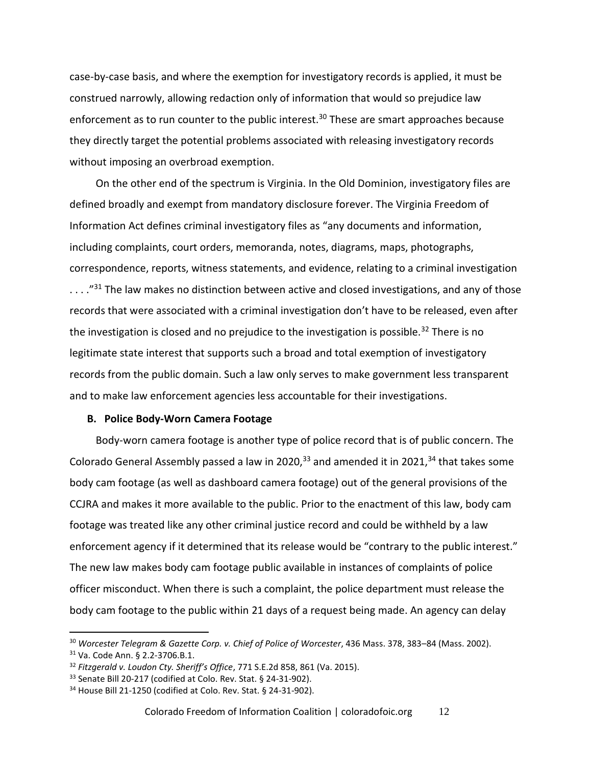case-by-case basis, and where the exemption for investigatory records is applied, it must be construed narrowly, allowing redaction only of information that would so prejudice law enforcement as to run counter to the public interest.[30] These are smart approaches because they directly target the potential problems associated with releasing investigatory records without imposing an overbroad exemption.

On the other end of the spectrum is Virginia. In the Old Dominion, investigatory files are defined broadly and exempt from mandatory disclosure forever. The Virginia Freedom of Information Act defines criminal investigatory files as "any documents and information, including complaints, court orders, memoranda, notes, diagrams, maps, photographs, correspondence, reports, witness statements, and evidence, relating to a criminal investigation . . . ."[31] The law makes no distinction between active and closed investigations, and any of those records that were associated with a criminal investigation don't have to be released, even after the investigation is closed and no prejudice to the investigation is possible.[32] There is no legitimate state interest that supports such a broad and total exemption of investigatory records from the public domain. Such a law only serves to make government less transparent and to make law enforcement agencies less accountable for their investigations.

### B. Police Body-Worn Camera Footage

Body-worn camera footage is another type of police record that is of public concern. The Colorado General Assembly passed a law in 2020,[33] and amended it in 2021,[34] that takes some body cam footage (as well as dashboard camera footage) out of the general provisions of the CCJRA and makes it more available to the public. Prior to the enactment of this law, body cam footage was treated like any other criminal justice record and could be withheld by a law enforcement agency if it determined that its release would be "contrary to the public interest." The new law makes body cam footage public available in instances of complaints of police officer misconduct. When there is such a complaint, the police department must release the body cam footage to the public within 21 days of a request being made. An agency can delay

---

[30] *Worcester Telegram & Gazette Corp. v. Chief of Police of Worcester*, 436 Mass. 378, 383–84 (Mass. 2002).

[31] Va. Code Ann. § 2.2-3706.B.1.

[32] *Fitzgerald v. Loudon Cty. Sheriff's Office*, 771 S.E.2d 858, 861 (Va. 2015).

[33] Senate Bill 20-217 (codified at Colo. Rev. Stat. § 24-31-902).

[34] House Bill 21-1250 (codified at Colo. Rev. Stat. § 24-31-902).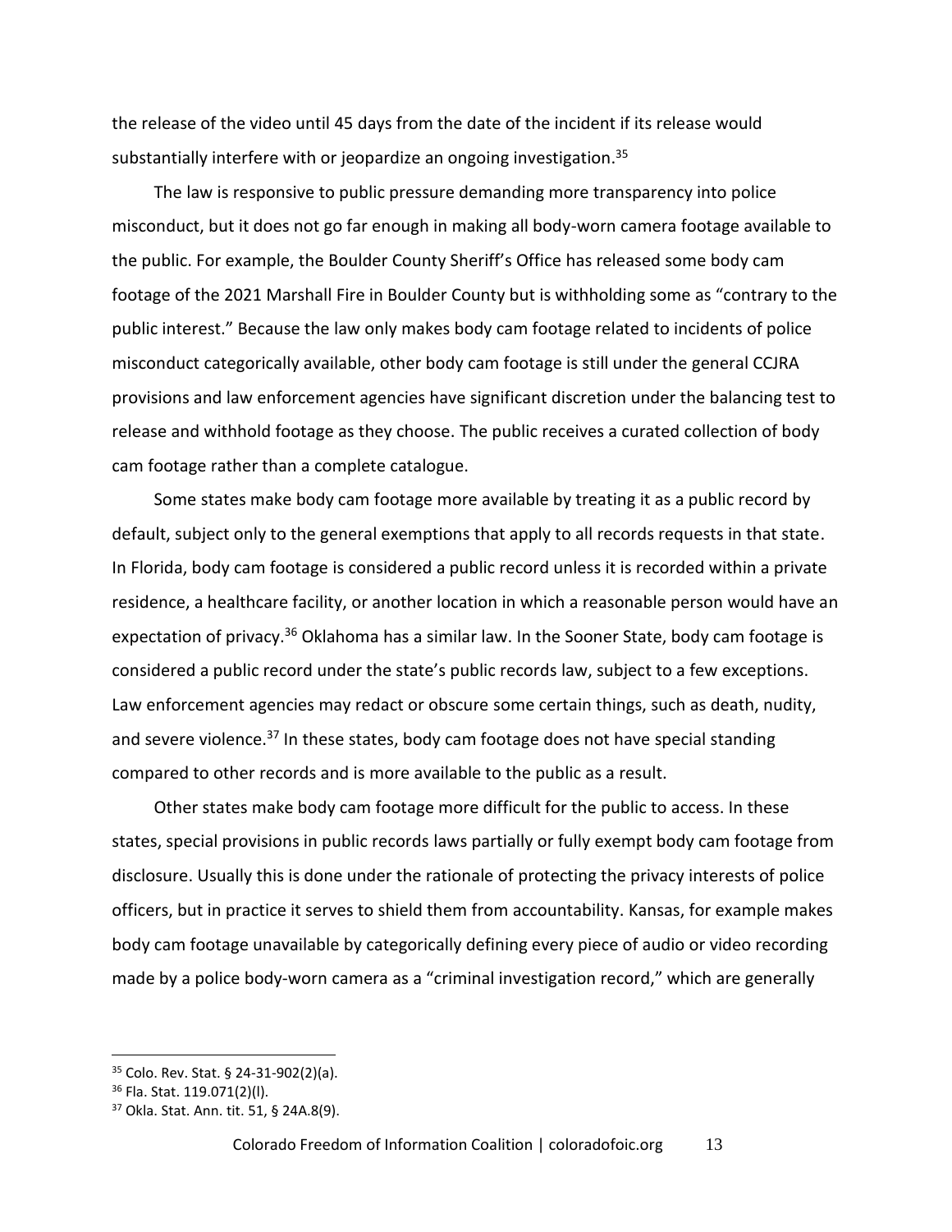the release of the video until 45 days from the date of the incident if its release would substantially interfere with or jeopardize an ongoing investigation.[35]

The law is responsive to public pressure demanding more transparency into police misconduct, but it does not go far enough in making all body-worn camera footage available to the public. For example, the Boulder County Sheriff's Office has released some body cam footage of the 2021 Marshall Fire in Boulder County but is withholding some as "contrary to the public interest." Because the law only makes body cam footage related to incidents of police misconduct categorically available, other body cam footage is still under the general CCJRA provisions and law enforcement agencies have significant discretion under the balancing test to release and withhold footage as they choose. The public receives a curated collection of body cam footage rather than a complete catalogue.

Some states make body cam footage more available by treating it as a public record by default, subject only to the general exemptions that apply to all records requests in that state. In Florida, body cam footage is considered a public record unless it is recorded within a private residence, a healthcare facility, or another location in which a reasonable person would have an expectation of privacy.[36] Oklahoma has a similar law. In the Sooner State, body cam footage is considered a public record under the state's public records law, subject to a few exceptions. Law enforcement agencies may redact or obscure some certain things, such as death, nudity, and severe violence.[37] In these states, body cam footage does not have special standing compared to other records and is more available to the public as a result.

Other states make body cam footage more difficult for the public to access. In these states, special provisions in public records laws partially or fully exempt body cam footage from disclosure. Usually this is done under the rationale of protecting the privacy interests of police officers, but in practice it serves to shield them from accountability. Kansas, for example makes body cam footage unavailable by categorically defining every piece of audio or video recording made by a police body-worn camera as a "criminal investigation record," which are generally

---

[35] Colo. Rev. Stat. § 24-31-902(2)(a).

[36] Fla. Stat. 119.071(2)(l).

[37] Okla. Stat. Ann. tit. 51, § 24A.8(9).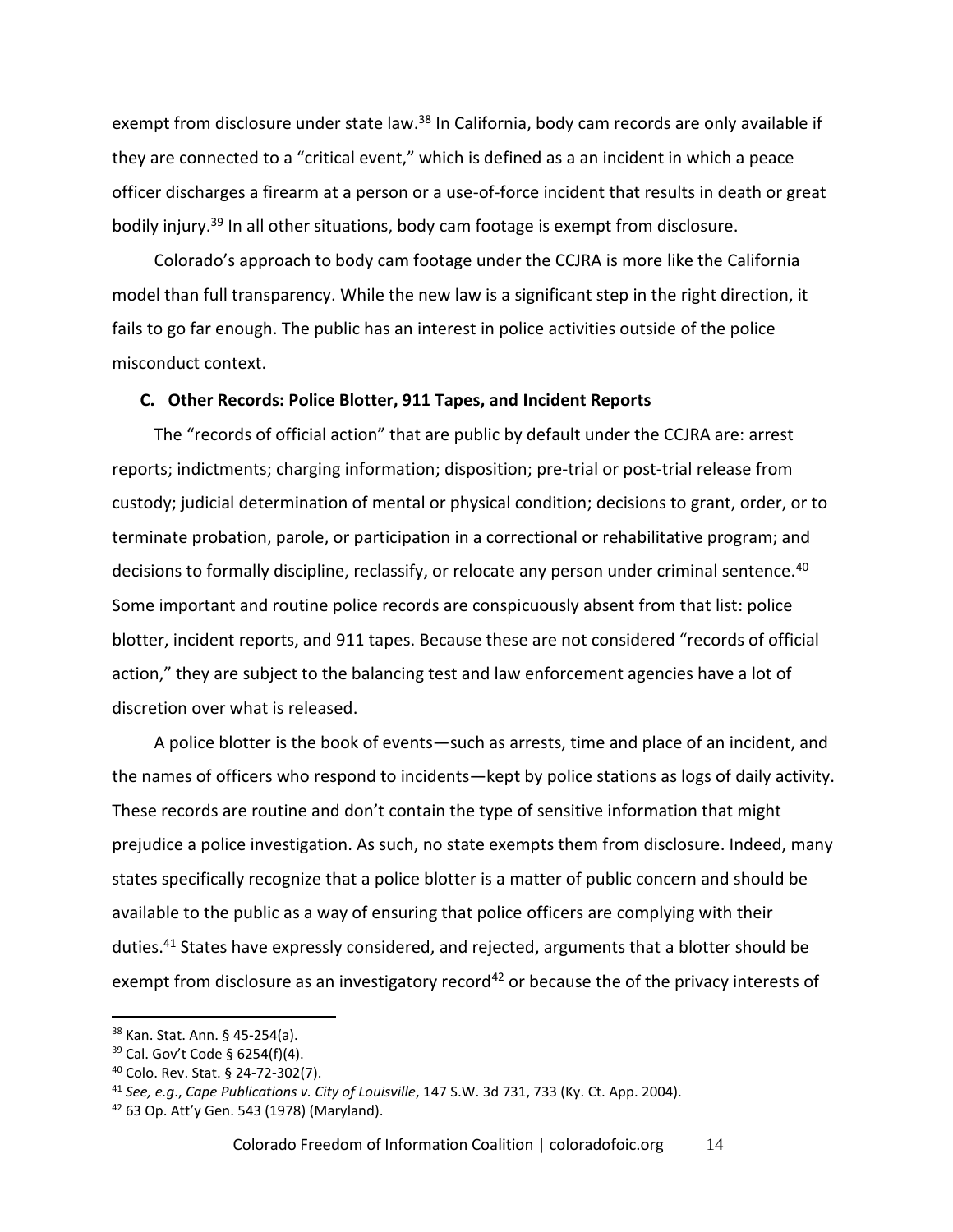exempt from disclosure under state law.[38] In California, body cam records are only available if they are connected to a "critical event," which is defined as a an incident in which a peace officer discharges a firearm at a person or a use-of-force incident that results in death or great bodily injury.[39] In all other situations, body cam footage is exempt from disclosure.

Colorado's approach to body cam footage under the CCJRA is more like the California model than full transparency. While the new law is a significant step in the right direction, it fails to go far enough. The public has an interest in police activities outside of the police misconduct context.

### C. Other Records: Police Blotter, 911 Tapes, and Incident Reports

The "records of official action" that are public by default under the CCJRA are: arrest reports; indictments; charging information; disposition; pre-trial or post-trial release from custody; judicial determination of mental or physical condition; decisions to grant, order, or to terminate probation, parole, or participation in a correctional or rehabilitative program; and decisions to formally discipline, reclassify, or relocate any person under criminal sentence.[40] Some important and routine police records are conspicuously absent from that list: police blotter, incident reports, and 911 tapes. Because these are not considered "records of official action," they are subject to the balancing test and law enforcement agencies have a lot of discretion over what is released.

A police blotter is the book of events—such as arrests, time and place of an incident, and the names of officers who respond to incidents—kept by police stations as logs of daily activity. These records are routine and don't contain the type of sensitive information that might prejudice a police investigation. As such, no state exempts them from disclosure. Indeed, many states specifically recognize that a police blotter is a matter of public concern and should be available to the public as a way of ensuring that police officers are complying with their duties.[41] States have expressly considered, and rejected, arguments that a blotter should be exempt from disclosure as an investigatory record[42] or because the of the privacy interests of

---

[38] Kan. Stat. Ann. § 45-254(a).

[39] Cal. Gov't Code § 6254(f)(4).

[40] Colo. Rev. Stat. § 24-72-302(7).

[41] *See, e.g.*, *Cape Publications v. City of Louisville*, 147 S.W. 3d 731, 733 (Ky. Ct. App. 2004).

[42] 63 Op. Att'y Gen. 543 (1978) (Maryland).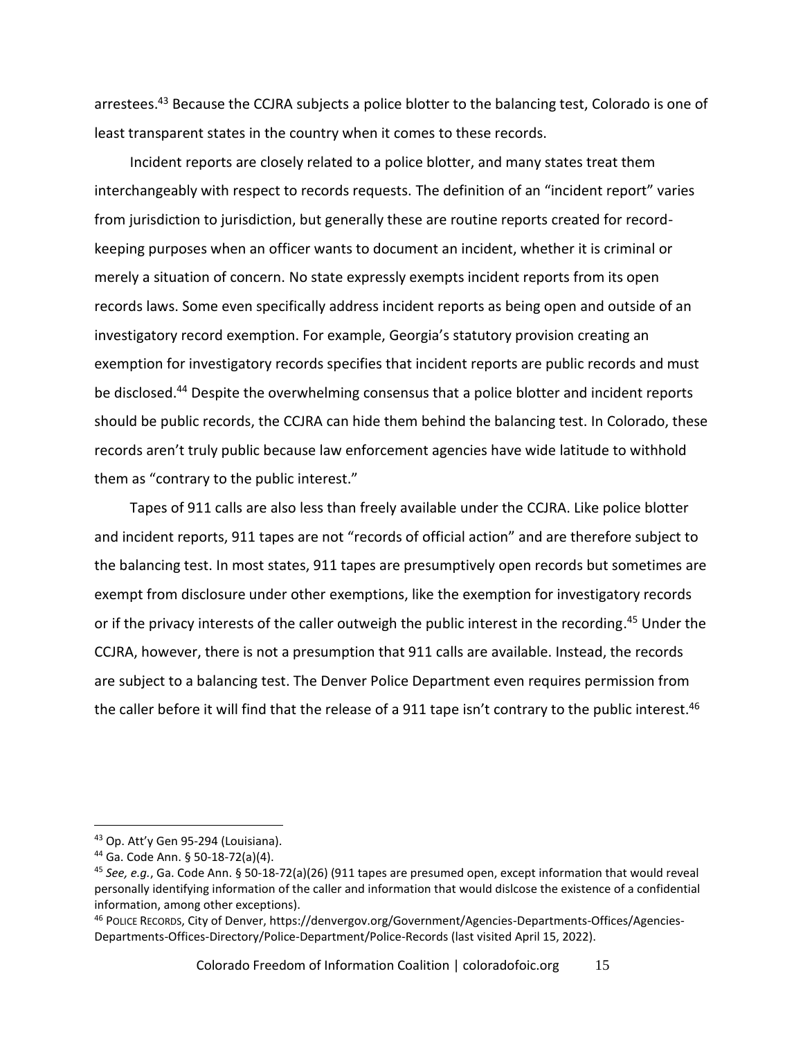arrestees.[43] Because the CCJRA subjects a police blotter to the balancing test, Colorado is one of least transparent states in the country when it comes to these records.

Incident reports are closely related to a police blotter, and many states treat them interchangeably with respect to records requests. The definition of an "incident report" varies from jurisdiction to jurisdiction, but generally these are routine reports created for record-keeping purposes when an officer wants to document an incident, whether it is criminal or merely a situation of concern. No state expressly exempts incident reports from its open records laws. Some even specifically address incident reports as being open and outside of an investigatory record exemption. For example, Georgia's statutory provision creating an exemption for investigatory records specifies that incident reports are public records and must be disclosed.[44] Despite the overwhelming consensus that a police blotter and incident reports should be public records, the CCJRA can hide them behind the balancing test. In Colorado, these records aren't truly public because law enforcement agencies have wide latitude to withhold them as "contrary to the public interest."

Tapes of 911 calls are also less than freely available under the CCJRA. Like police blotter and incident reports, 911 tapes are not "records of official action" and are therefore subject to the balancing test. In most states, 911 tapes are presumptively open records but sometimes are exempt from disclosure under other exemptions, like the exemption for investigatory records or if the privacy interests of the caller outweigh the public interest in the recording.[45] Under the CCJRA, however, there is not a presumption that 911 calls are available. Instead, the records are subject to a balancing test. The Denver Police Department even requires permission from the caller before it will find that the release of a 911 tape isn't contrary to the public interest.[46]

---

[43] Op. Att'y Gen 95-294 (Louisiana).

[44] Ga. Code Ann. § 50-18-72(a)(4).

[45] *See, e.g.*, Ga. Code Ann. § 50-18-72(a)(26) (911 tapes are presumed open, except information that would reveal personally identifying information of the caller and information that would dislcose the existence of a confidential information, among other exceptions).

[46] POLICE RECORDS, City of Denver, https://denvergov.org/Government/Agencies-Departments-Offices/Agencies-Departments-Offices-Directory/Police-Department/Police-Records (last visited April 15, 2022).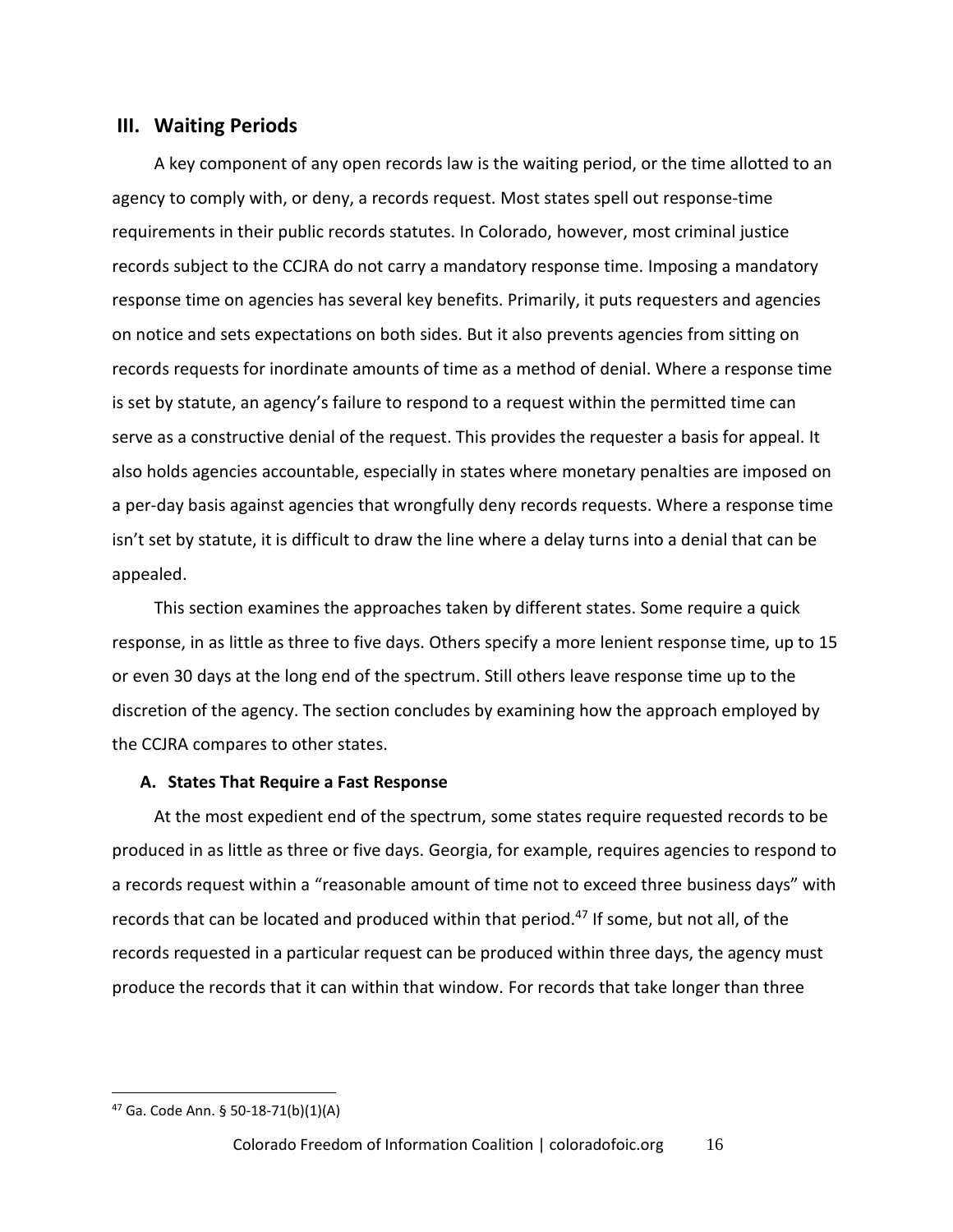## III. Waiting Periods

A key component of any open records law is the waiting period, or the time allotted to an agency to comply with, or deny, a records request. Most states spell out response-time requirements in their public records statutes. In Colorado, however, most criminal justice records subject to the CCJRA do not carry a mandatory response time. Imposing a mandatory response time on agencies has several key benefits. Primarily, it puts requesters and agencies on notice and sets expectations on both sides. But it also prevents agencies from sitting on records requests for inordinate amounts of time as a method of denial. Where a response time is set by statute, an agency's failure to respond to a request within the permitted time can serve as a constructive denial of the request. This provides the requester a basis for appeal. It also holds agencies accountable, especially in states where monetary penalties are imposed on a per-day basis against agencies that wrongfully deny records requests. Where a response time isn't set by statute, it is difficult to draw the line where a delay turns into a denial that can be appealed.

This section examines the approaches taken by different states. Some require a quick response, in as little as three to five days. Others specify a more lenient response time, up to 15 or even 30 days at the long end of the spectrum. Still others leave response time up to the discretion of the agency. The section concludes by examining how the approach employed by the CCJRA compares to other states.

### A. States That Require a Fast Response

At the most expedient end of the spectrum, some states require requested records to be produced in as little as three or five days. Georgia, for example, requires agencies to respond to a records request within a "reasonable amount of time not to exceed three business days" with records that can be located and produced within that period.[47] If some, but not all, of the records requested in a particular request can be produced within three days, the agency must produce the records that it can within that window. For records that take longer than three

---

[47] Ga. Code Ann. § 50-18-71(b)(1)(A)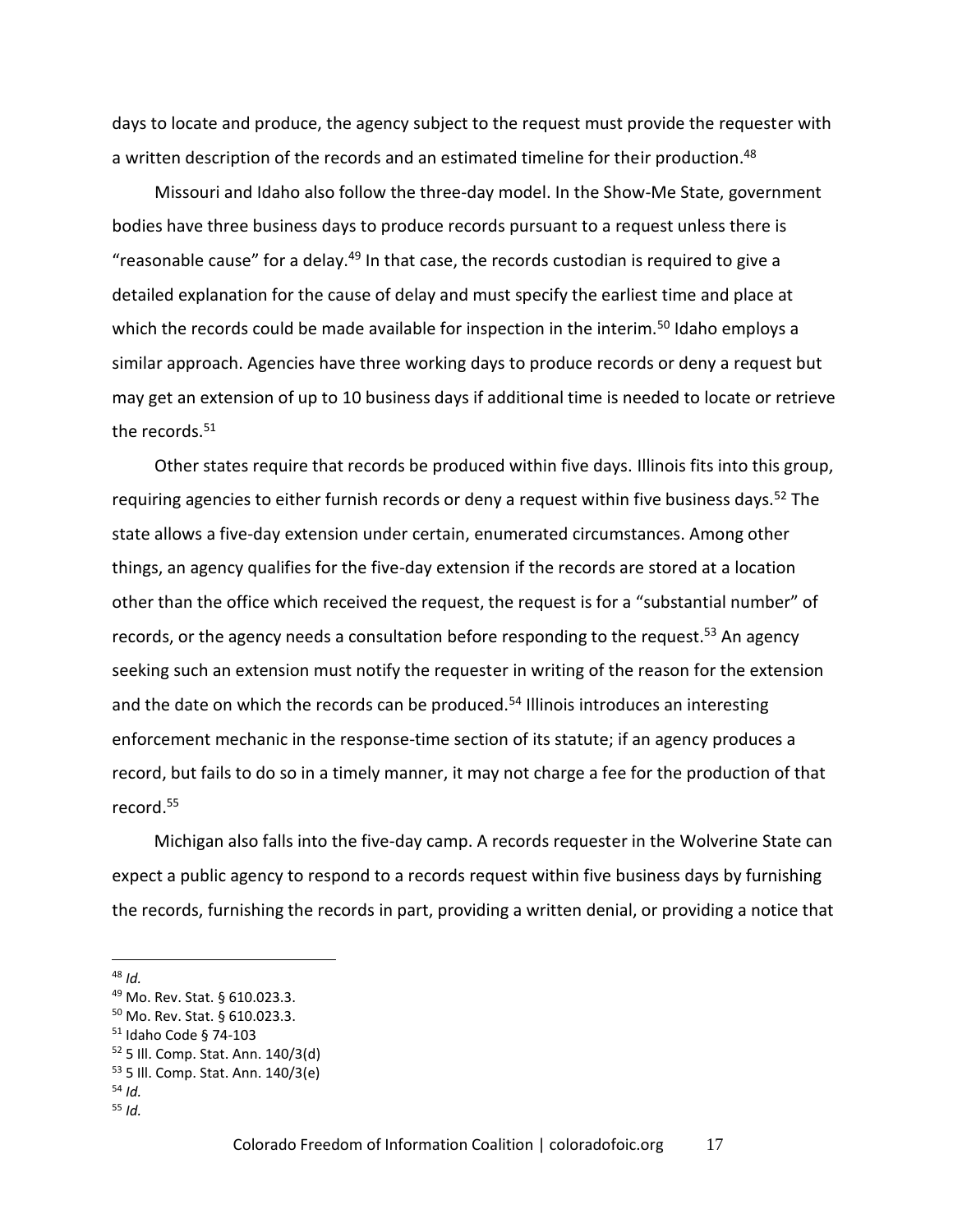days to locate and produce, the agency subject to the request must provide the requester with a written description of the records and an estimated timeline for their production.[48]

Missouri and Idaho also follow the three-day model. In the Show-Me State, government bodies have three business days to produce records pursuant to a request unless there is "reasonable cause" for a delay.[49] In that case, the records custodian is required to give a detailed explanation for the cause of delay and must specify the earliest time and place at which the records could be made available for inspection in the interim.[50] Idaho employs a similar approach. Agencies have three working days to produce records or deny a request but may get an extension of up to 10 business days if additional time is needed to locate or retrieve the records.[51]

Other states require that records be produced within five days. Illinois fits into this group, requiring agencies to either furnish records or deny a request within five business days.[52] The state allows a five-day extension under certain, enumerated circumstances. Among other things, an agency qualifies for the five-day extension if the records are stored at a location other than the office which received the request, the request is for a "substantial number" of records, or the agency needs a consultation before responding to the request.[53] An agency seeking such an extension must notify the requester in writing of the reason for the extension and the date on which the records can be produced.[54] Illinois introduces an interesting enforcement mechanic in the response-time section of its statute; if an agency produces a record, but fails to do so in a timely manner, it may not charge a fee for the production of that record.[55]

Michigan also falls into the five-day camp. A records requester in the Wolverine State can expect a public agency to respond to a records request within five business days by furnishing the records, furnishing the records in part, providing a written denial, or providing a notice that

---

[48] *Id.*

[49] Mo. Rev. Stat. § 610.023.3.

[50] Mo. Rev. Stat. § 610.023.3.

[51] Idaho Code § 74-103

[52] 5 Ill. Comp. Stat. Ann. 140/3(d)

[53] 5 Ill. Comp. Stat. Ann. 140/3(e)

[54] *Id.*

[55] *Id.*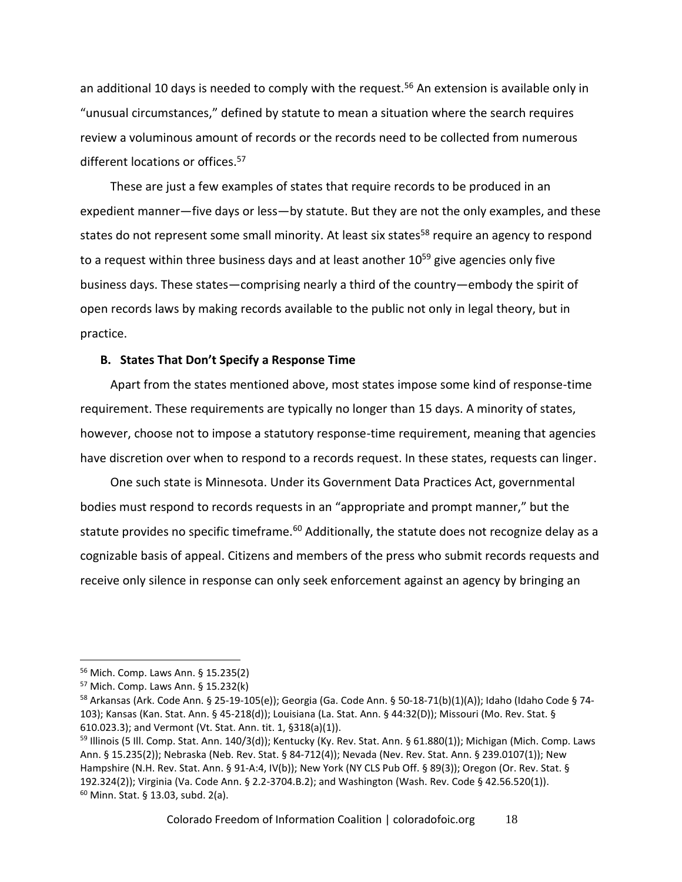an additional 10 days is needed to comply with the request.[56] An extension is available only in "unusual circumstances," defined by statute to mean a situation where the search requires review a voluminous amount of records or the records need to be collected from numerous different locations or offices.[57]

These are just a few examples of states that require records to be produced in an expedient manner—five days or less—by statute. But they are not the only examples, and these states do not represent some small minority. At least six states[58] require an agency to respond to a request within three business days and at least another 10[59] give agencies only five business days. These states—comprising nearly a third of the country—embody the spirit of open records laws by making records available to the public not only in legal theory, but in practice.

### B. States That Don't Specify a Response Time

Apart from the states mentioned above, most states impose some kind of response-time requirement. These requirements are typically no longer than 15 days. A minority of states, however, choose not to impose a statutory response-time requirement, meaning that agencies have discretion over when to respond to a records request. In these states, requests can linger.

One such state is Minnesota. Under its Government Data Practices Act, governmental bodies must respond to records requests in an "appropriate and prompt manner," but the statute provides no specific timeframe.[60] Additionally, the statute does not recognize delay as a cognizable basis of appeal. Citizens and members of the press who submit records requests and receive only silence in response can only seek enforcement against an agency by bringing an

---

[56] Mich. Comp. Laws Ann. § 15.235(2)

[57] Mich. Comp. Laws Ann. § 15.232(k)

[58] Arkansas (Ark. Code Ann. § 25-19-105(e)); Georgia (Ga. Code Ann. § 50-18-71(b)(1)(A)); Idaho (Idaho Code § 74-103); Kansas (Kan. Stat. Ann. § 45-218(d)); Louisiana (La. Stat. Ann. § 44:32(D)); Missouri (Mo. Rev. Stat. § 610.023.3); and Vermont (Vt. Stat. Ann. tit. 1, §318(a)(1)).

[59] Illinois (5 Ill. Comp. Stat. Ann. 140/3(d)); Kentucky (Ky. Rev. Stat. Ann. § 61.880(1)); Michigan (Mich. Comp. Laws Ann. § 15.235(2)); Nebraska (Neb. Rev. Stat. § 84-712(4)); Nevada (Nev. Rev. Stat. Ann. § 239.0107(1)); New Hampshire (N.H. Rev. Stat. Ann. § 91-A:4, IV(b)); New York (NY CLS Pub Off. § 89(3)); Oregon (Or. Rev. Stat. § 192.324(2)); Virginia (Va. Code Ann. § 2.2-3704.B.2); and Washington (Wash. Rev. Code § 42.56.520(1)).

[60] Minn. Stat. § 13.03, subd. 2(a).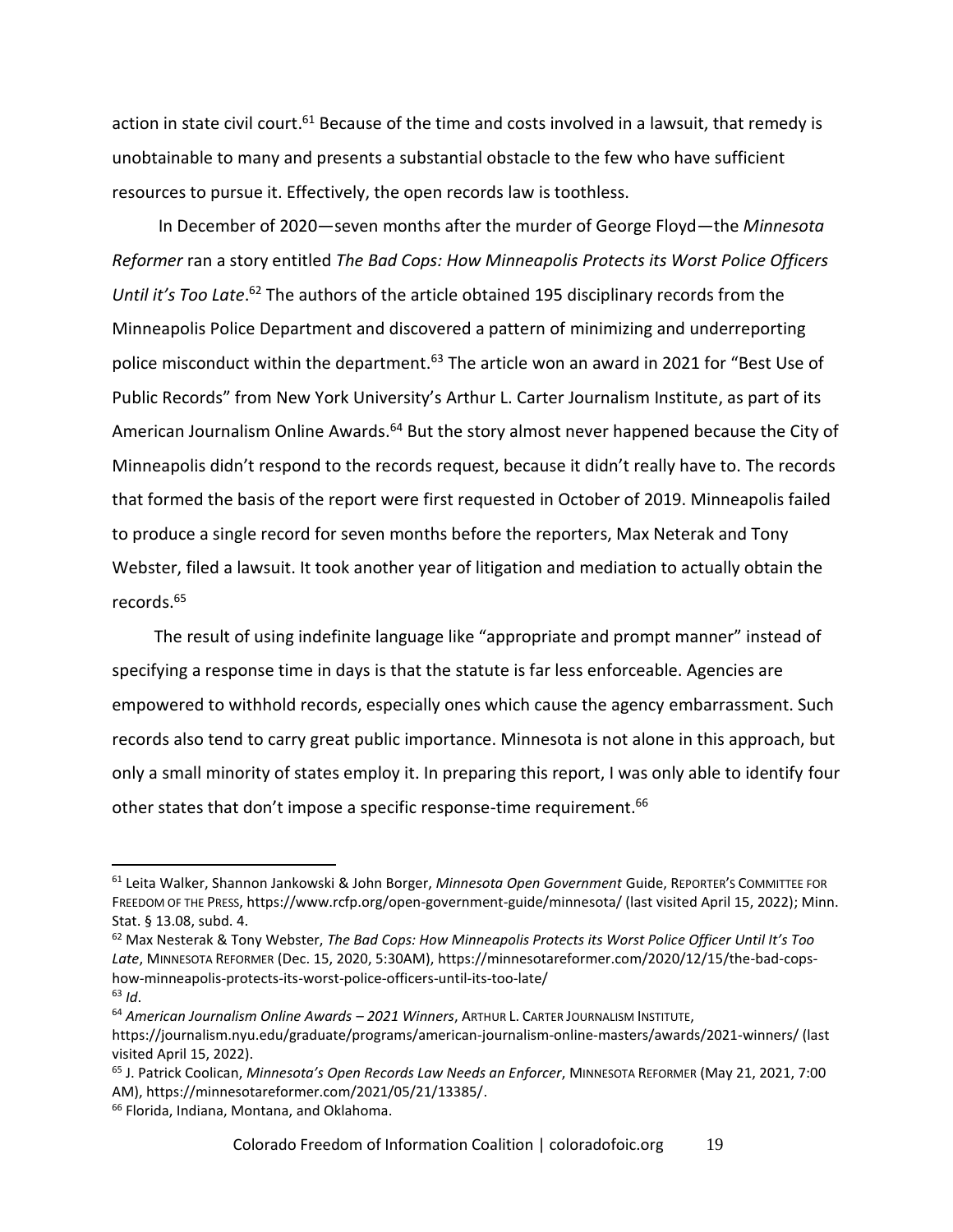action in state civil court.[61] Because of the time and costs involved in a lawsuit, that remedy is unobtainable to many and presents a substantial obstacle to the few who have sufficient resources to pursue it. Effectively, the open records law is toothless.

In December of 2020—seven months after the murder of George Floyd—the *Minnesota Reformer* ran a story entitled *The Bad Cops: How Minneapolis Protects its Worst Police Officers Until it's Too Late*.[62] The authors of the article obtained 195 disciplinary records from the Minneapolis Police Department and discovered a pattern of minimizing and underreporting police misconduct within the department.[63] The article won an award in 2021 for "Best Use of Public Records" from New York University's Arthur L. Carter Journalism Institute, as part of its American Journalism Online Awards.[64] But the story almost never happened because the City of Minneapolis didn't respond to the records request, because it didn't really have to. The records that formed the basis of the report were first requested in October of 2019. Minneapolis failed to produce a single record for seven months before the reporters, Max Neterak and Tony Webster, filed a lawsuit. It took another year of litigation and mediation to actually obtain the records.[65]

The result of using indefinite language like "appropriate and prompt manner" instead of specifying a response time in days is that the statute is far less enforceable. Agencies are empowered to withhold records, especially ones which cause the agency embarrassment. Such records also tend to carry great public importance. Minnesota is not alone in this approach, but only a small minority of states employ it. In preparing this report, I was only able to identify four other states that don't impose a specific response-time requirement.[66]

---

[61] Leita Walker, Shannon Jankowski & John Borger, *Minnesota Open Government* Guide, REPORTER'S COMMITTEE FOR FREEDOM OF THE PRESS, https://www.rcfp.org/open-government-guide/minnesota/ (last visited April 15, 2022); Minn. Stat. § 13.08, subd. 4.

[62] Max Nesterak & Tony Webster, *The Bad Cops: How Minneapolis Protects its Worst Police Officer Until It's Too Late*, MINNESOTA REFORMER (Dec. 15, 2020, 5:30AM), https://minnesotareformer.com/2020/12/15/the-bad-cops-how-minneapolis-protects-its-worst-police-officers-until-its-too-late/

[63] *Id*.

[64] *American Journalism Online Awards – 2021 Winners*, ARTHUR L. CARTER JOURNALISM INSTITUTE, https://journalism.nyu.edu/graduate/programs/american-journalism-online-masters/awards/2021-winners/ (last visited April 15, 2022).

[65] J. Patrick Coolican, *Minnesota's Open Records Law Needs an Enforcer*, MINNESOTA REFORMER (May 21, 2021, 7:00 AM), https://minnesotareformer.com/2021/05/21/13385/.

[66] Florida, Indiana, Montana, and Oklahoma.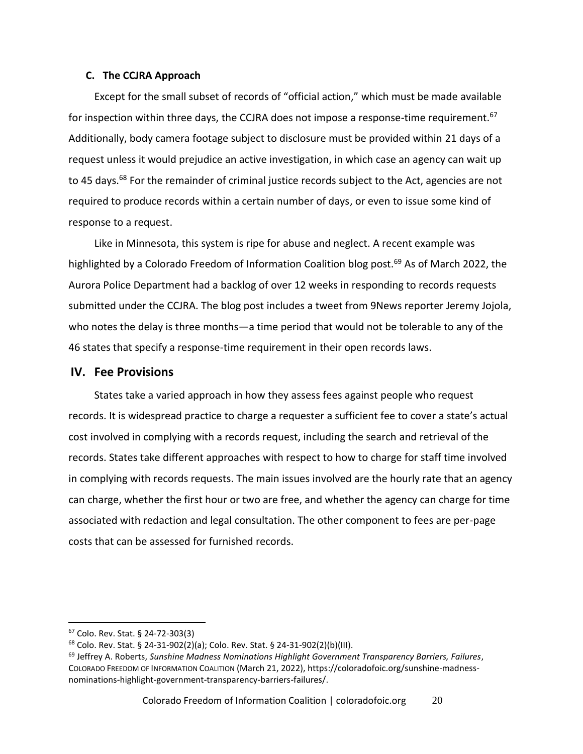### C. The CCJRA Approach

Except for the small subset of records of "official action," which must be made available for inspection within three days, the CCJRA does not impose a response-time requirement.[67] Additionally, body camera footage subject to disclosure must be provided within 21 days of a request unless it would prejudice an active investigation, in which case an agency can wait up to 45 days.[68] For the remainder of criminal justice records subject to the Act, agencies are not required to produce records within a certain number of days, or even to issue some kind of response to a request.

Like in Minnesota, this system is ripe for abuse and neglect. A recent example was highlighted by a Colorado Freedom of Information Coalition blog post.[69] As of March 2022, the Aurora Police Department had a backlog of over 12 weeks in responding to records requests submitted under the CCJRA. The blog post includes a tweet from 9News reporter Jeremy Jojola, who notes the delay is three months—a time period that would not be tolerable to any of the 46 states that specify a response-time requirement in their open records laws.

## IV. Fee Provisions

States take a varied approach in how they assess fees against people who request records. It is widespread practice to charge a requester a sufficient fee to cover a state's actual cost involved in complying with a records request, including the search and retrieval of the records. States take different approaches with respect to how to charge for staff time involved in complying with records requests. The main issues involved are the hourly rate that an agency can charge, whether the first hour or two are free, and whether the agency can charge for time associated with redaction and legal consultation. The other component to fees are per-page costs that can be assessed for furnished records.

---

[67] Colo. Rev. Stat. § 24-72-303(3)

[68] Colo. Rev. Stat. § 24-31-902(2)(a); Colo. Rev. Stat. § 24-31-902(2)(b)(III).

[69] Jeffrey A. Roberts, *Sunshine Madness Nominations Highlight Government Transparency Barriers, Failures*, COLORADO FREEDOM OF INFORMATION COALITION (March 21, 2022), https://coloradofoic.org/sunshine-madness-nominations-highlight-government-transparency-barriers-failures/.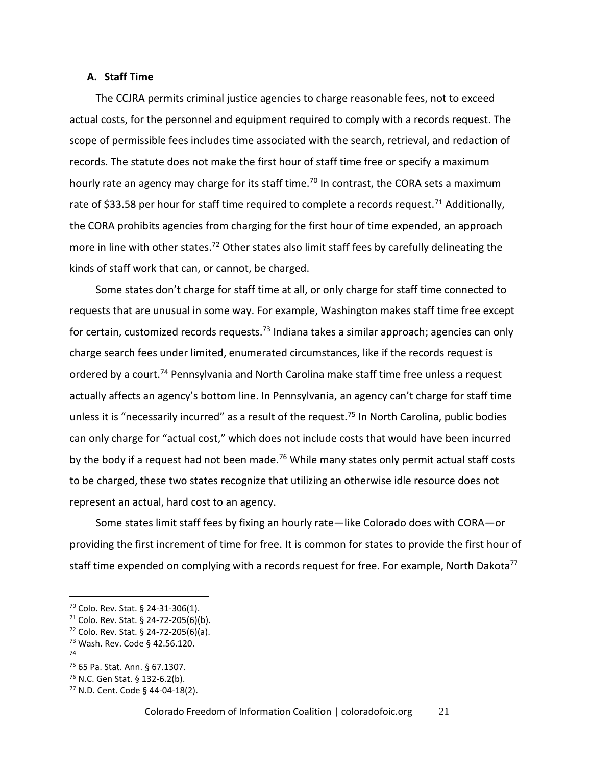### A. Staff Time

The CCJRA permits criminal justice agencies to charge reasonable fees, not to exceed actual costs, for the personnel and equipment required to comply with a records request. The scope of permissible fees includes time associated with the search, retrieval, and redaction of records. The statute does not make the first hour of staff time free or specify a maximum hourly rate an agency may charge for its staff time.[70] In contrast, the CORA sets a maximum rate of $33.58 per hour for staff time required to complete a records request.[71] Additionally, the CORA prohibits agencies from charging for the first hour of time expended, an approach more in line with other states.[72] Other states also limit staff fees by carefully delineating the kinds of staff work that can, or cannot, be charged.

Some states don't charge for staff time at all, or only charge for staff time connected to requests that are unusual in some way. For example, Washington makes staff time free except for certain, customized records requests.[73] Indiana takes a similar approach; agencies can only charge search fees under limited, enumerated circumstances, like if the records request is ordered by a court.[74] Pennsylvania and North Carolina make staff time free unless a request actually affects an agency's bottom line. In Pennsylvania, an agency can't charge for staff time unless it is "necessarily incurred" as a result of the request.[75] In North Carolina, public bodies can only charge for "actual cost," which does not include costs that would have been incurred by the body if a request had not been made.[76] While many states only permit actual staff costs to be charged, these two states recognize that utilizing an otherwise idle resource does not represent an actual, hard cost to an agency.

Some states limit staff fees by fixing an hourly rate—like Colorado does with CORA—or providing the first increment of time for free. It is common for states to provide the first hour of staff time expended on complying with a records request for free. For example, North Dakota[77]

---

[70] Colo. Rev. Stat. § 24-31-306(1).

[71] Colo. Rev. Stat. § 24-72-205(6)(b).

[72] Colo. Rev. Stat. § 24-72-205(6)(a).

[73] Wash. Rev. Code § 42.56.120.

[74]

[75] 65 Pa. Stat. Ann. § 67.1307.

[76] N.C. Gen Stat. § 132-6.2(b).

[77] N.D. Cent. Code § 44-04-18(2).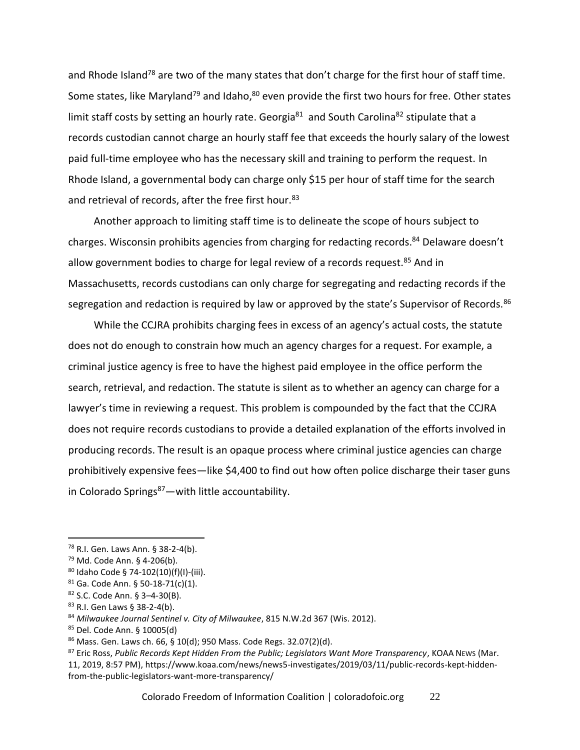and Rhode Island[78] are two of the many states that don't charge for the first hour of staff time. Some states, like Maryland[79] and Idaho,[80] even provide the first two hours for free. Other states limit staff costs by setting an hourly rate. Georgia[81] and South Carolina[82] stipulate that a records custodian cannot charge an hourly staff fee that exceeds the hourly salary of the lowest paid full-time employee who has the necessary skill and training to perform the request. In Rhode Island, a governmental body can charge only $15 per hour of staff time for the search and retrieval of records, after the free first hour.[83]

Another approach to limiting staff time is to delineate the scope of hours subject to charges. Wisconsin prohibits agencies from charging for redacting records.[84] Delaware doesn't allow government bodies to charge for legal review of a records request.[85] And in Massachusetts, records custodians can only charge for segregating and redacting records if the segregation and redaction is required by law or approved by the state's Supervisor of Records.[86]

While the CCJRA prohibits charging fees in excess of an agency's actual costs, the statute does not do enough to constrain how much an agency charges for a request. For example, a criminal justice agency is free to have the highest paid employee in the office perform the search, retrieval, and redaction. The statute is silent as to whether an agency can charge for a lawyer's time in reviewing a request. This problem is compounded by the fact that the CCJRA does not require records custodians to provide a detailed explanation of the efforts involved in producing records. The result is an opaque process where criminal justice agencies can charge prohibitively expensive fees—like $4,400 to find out how often police discharge their taser guns in Colorado Springs[87]—with little accountability.

---

[78] R.I. Gen. Laws Ann. § 38-2-4(b).

[79] Md. Code Ann. § 4-206(b).

[80] Idaho Code § 74-102(10)(f)(I)-(iii).

[81] Ga. Code Ann. § 50-18-71(c)(1).

[82] S.C. Code Ann. § 3–4-30(B).

[83] R.I. Gen Laws § 38-2-4(b).

[84] *Milwaukee Journal Sentinel v. City of Milwaukee*, 815 N.W.2d 367 (Wis. 2012).

[85] Del. Code Ann. § 10005(d)

[86] Mass. Gen. Laws ch. 66, § 10(d); 950 Mass. Code Regs. 32.07(2)(d).

[87] Eric Ross, *Public Records Kept Hidden From the Public; Legislators Want More Transparency*, KOAA NEWS (Mar. 11, 2019, 8:57 PM), https://www.koaa.com/news/news5-investigates/2019/03/11/public-records-kept-hidden-from-the-public-legislators-want-more-transparency/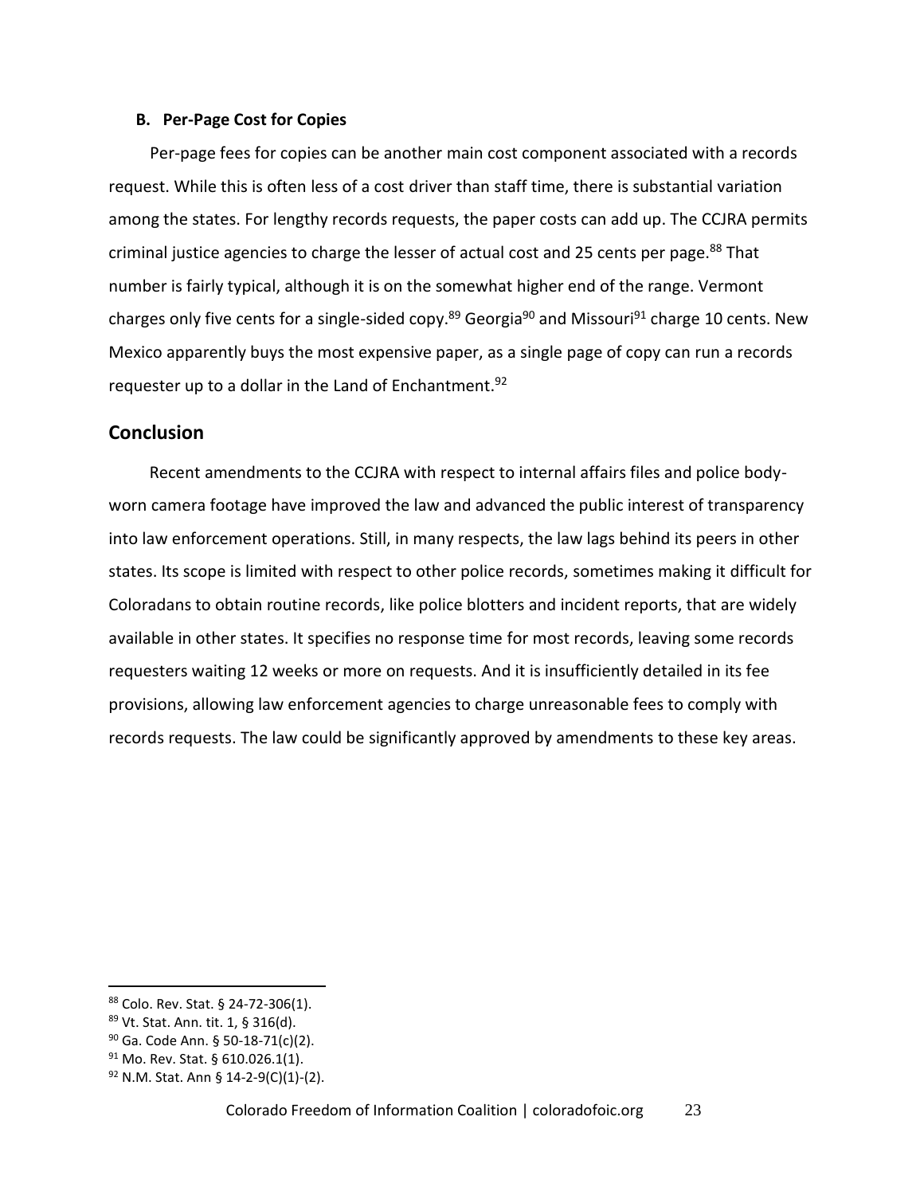### B. Per-Page Cost for Copies

Per-page fees for copies can be another main cost component associated with a records request. While this is often less of a cost driver than staff time, there is substantial variation among the states. For lengthy records requests, the paper costs can add up. The CCJRA permits criminal justice agencies to charge the lesser of actual cost and 25 cents per page.[88] That number is fairly typical, although it is on the somewhat higher end of the range. Vermont charges only five cents for a single-sided copy.[89] Georgia[90] and Missouri[91] charge 10 cents. New Mexico apparently buys the most expensive paper, as a single page of copy can run a records requester up to a dollar in the Land of Enchantment.[92]

## Conclusion

Recent amendments to the CCJRA with respect to internal affairs files and police body-worn camera footage have improved the law and advanced the public interest of transparency into law enforcement operations. Still, in many respects, the law lags behind its peers in other states. Its scope is limited with respect to other police records, sometimes making it difficult for Coloradans to obtain routine records, like police blotters and incident reports, that are widely available in other states. It specifies no response time for most records, leaving some records requesters waiting 12 weeks or more on requests. And it is insufficiently detailed in its fee provisions, allowing law enforcement agencies to charge unreasonable fees to comply with records requests. The law could be significantly approved by amendments to these key areas.

---

[88] Colo. Rev. Stat. § 24-72-306(1).
[89] Vt. Stat. Ann. tit. 1, § 316(d).
[90] Ga. Code Ann. § 50-18-71(c)(2).
[91] Mo. Rev. Stat. § 610.026.1(1).
[92] N.M. Stat. Ann § 14-2-9(C)(1)-(2).